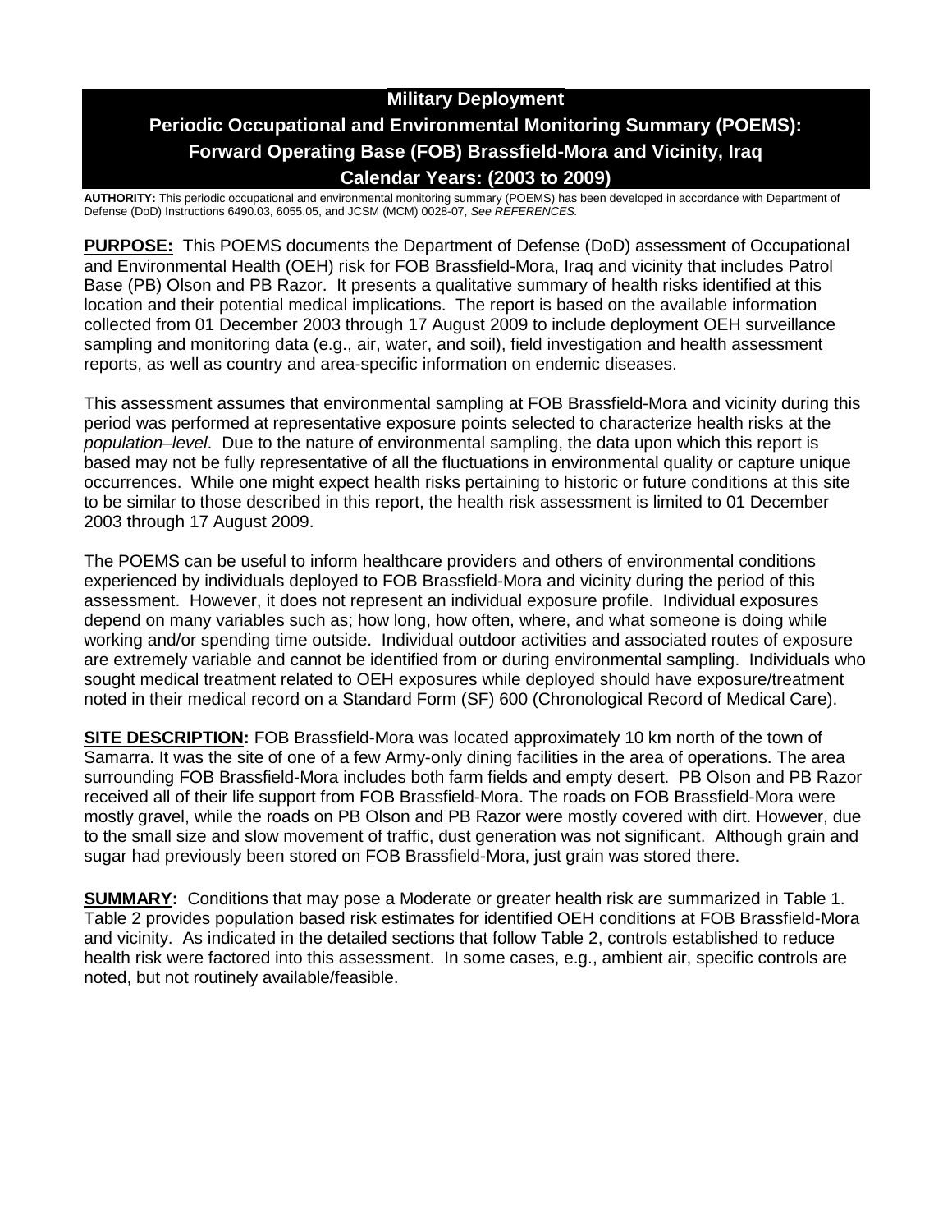# Military Deployment

# Periodic Occupational and Environmental Monitoring Summary (POEMS): Forward Operating Base (FOB) Brassfield-Mora and Vicinity, Iraq

# Calendar Years: (2003 to 2009)

**AUTHORITY:** This periodic occupational and environmental monitoring summary (POEMS) has been developed in accordance with Department of Defense (DoD) Instructions 6490.03, 6055.05, and JCSM (MCM) 0028-07, *See REFERENCES.*

**PURPOSE:** This POEMS documents the Department of Defense (DoD) assessment of Occupational and Environmental Health (OEH) risk for FOB Brassfield-Mora, Iraq and vicinity that includes Patrol Base (PB) Olson and PB Razor. It presents a qualitative summary of health risks identified at this location and their potential medical implications. The report is based on the available information collected from 01 December 2003 through 17 August 2009 to include deployment OEH surveillance sampling and monitoring data (e.g., air, water, and soil), field investigation and health assessment reports, as well as country and area-specific information on endemic diseases.

This assessment assumes that environmental sampling at FOB Brassfield-Mora and vicinity during this period was performed at representative exposure points selected to characterize health risks at the *population–level*. Due to the nature of environmental sampling, the data upon which this report is based may not be fully representative of all the fluctuations in environmental quality or capture unique occurrences. While one might expect health risks pertaining to historic or future conditions at this site to be similar to those described in this report, the health risk assessment is limited to 01 December 2003 through 17 August 2009.

The POEMS can be useful to inform healthcare providers and others of environmental conditions experienced by individuals deployed to FOB Brassfield-Mora and vicinity during the period of this assessment. However, it does not represent an individual exposure profile. Individual exposures depend on many variables such as; how long, how often, where, and what someone is doing while working and/or spending time outside. Individual outdoor activities and associated routes of exposure are extremely variable and cannot be identified from or during environmental sampling. Individuals who sought medical treatment related to OEH exposures while deployed should have exposure/treatment noted in their medical record on a Standard Form (SF) 600 (Chronological Record of Medical Care).

**SITE DESCRIPTION:** FOB Brassfield-Mora was located approximately 10 km north of the town of Samarra. It was the site of one of a few Army-only dining facilities in the area of operations. The area surrounding FOB Brassfield-Mora includes both farm fields and empty desert. PB Olson and PB Razor received all of their life support from FOB Brassfield-Mora. The roads on FOB Brassfield-Mora were mostly gravel, while the roads on PB Olson and PB Razor were mostly covered with dirt. However, due to the small size and slow movement of traffic, dust generation was not significant. Although grain and sugar had previously been stored on FOB Brassfield-Mora, just grain was stored there.

**SUMMARY:** Conditions that may pose a Moderate or greater health risk are summarized in Table 1. Table 2 provides population based risk estimates for identified OEH conditions at FOB Brassfield-Mora and vicinity. As indicated in the detailed sections that follow Table 2, controls established to reduce health risk were factored into this assessment. In some cases, e.g., ambient air, specific controls are noted, but not routinely available/feasible.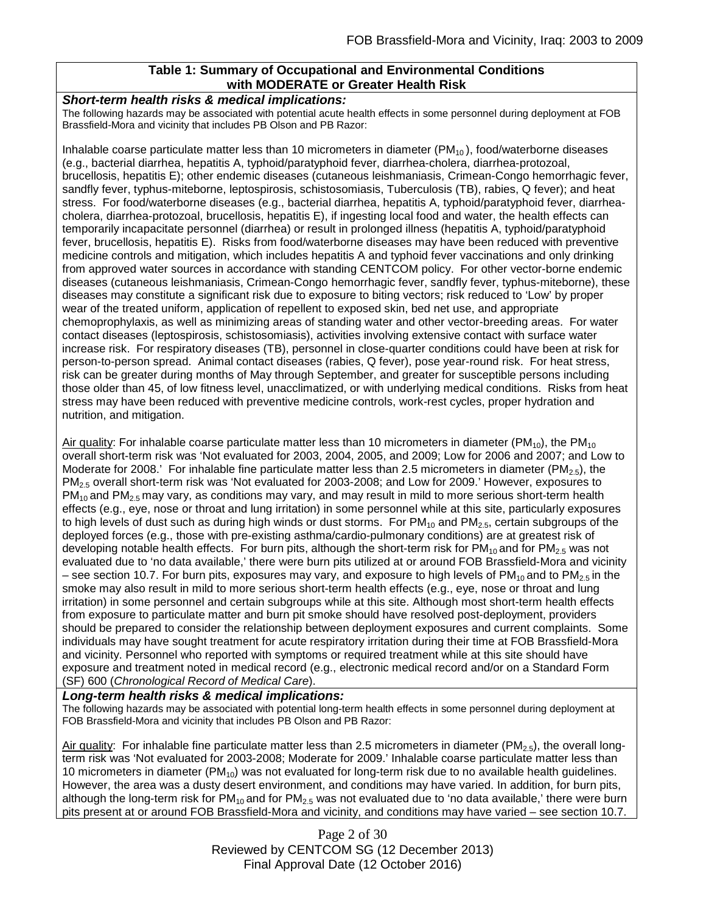**Table 1: Summary of Occupational and Environmental Conditions with MODERATE or Greater Health Risk**

***Short-term health risks & medical implications:***

The following hazards may be associated with potential acute health effects in some personnel during deployment at FOB Brassfield-Mora and vicinity that includes PB Olson and PB Razor:

Inhalable coarse particulate matter less than 10 micrometers in diameter ($PM_{10}$), food/waterborne diseases (e.g., bacterial diarrhea, hepatitis A, typhoid/paratyphoid fever, diarrhea-cholera, diarrhea-protozoal, brucellosis, hepatitis E); other endemic diseases (cutaneous leishmaniasis, Crimean-Congo hemorrhagic fever, sandfly fever, typhus-miteborne, leptospirosis, schistosomiasis, Tuberculosis (TB), rabies, Q fever); and heat stress. For food/waterborne diseases (e.g., bacterial diarrhea, hepatitis A, typhoid/paratyphoid fever, diarrhea-cholera, diarrhea-protozoal, brucellosis, hepatitis E), if ingesting local food and water, the health effects can temporarily incapacitate personnel (diarrhea) or result in prolonged illness (hepatitis A, typhoid/paratyphoid fever, brucellosis, hepatitis E). Risks from food/waterborne diseases may have been reduced with preventive medicine controls and mitigation, which includes hepatitis A and typhoid fever vaccinations and only drinking from approved water sources in accordance with standing CENTCOM policy. For other vector-borne endemic diseases (cutaneous leishmaniasis, Crimean-Congo hemorrhagic fever, sandfly fever, typhus-miteborne), these diseases may constitute a significant risk due to exposure to biting vectors; risk reduced to 'Low' by proper wear of the treated uniform, application of repellent to exposed skin, bed net use, and appropriate chemoprophylaxis, as well as minimizing areas of standing water and other vector-breeding areas. For water contact diseases (leptospirosis, schistosomiasis), activities involving extensive contact with surface water increase risk. For respiratory diseases (TB), personnel in close-quarter conditions could have been at risk for person-to-person spread. Animal contact diseases (rabies, Q fever), pose year-round risk. For heat stress, risk can be greater during months of May through September, and greater for susceptible persons including those older than 45, of low fitness level, unacclimatized, or with underlying medical conditions. Risks from heat stress may have been reduced with preventive medicine controls, work-rest cycles, proper hydration and nutrition, and mitigation.

Air quality: For inhalable coarse particulate matter less than 10 micrometers in diameter ($PM_{10}$), the $PM_{10}$ overall short-term risk was 'Not evaluated for 2003, 2004, 2005, and 2009; Low for 2006 and 2007; and Low to Moderate for 2008.' For inhalable fine particulate matter less than 2.5 micrometers in diameter ($PM_{2.5}$), the $PM_{2.5}$ overall short-term risk was 'Not evaluated for 2003-2008; and Low for 2009.' However, exposures to $PM_{10}$ and $PM_{2.5}$ may vary, as conditions may vary, and may result in mild to more serious short-term health effects (e.g., eye, nose or throat and lung irritation) in some personnel while at this site, particularly exposures to high levels of dust such as during high winds or dust storms. For $PM_{10}$ and $PM_{2.5}$, certain subgroups of the deployed forces (e.g., those with pre-existing asthma/cardio-pulmonary conditions) are at greatest risk of developing notable health effects. For burn pits, although the short-term risk for $PM_{10}$ and for $PM_{2.5}$ was not evaluated due to 'no data available,' there were burn pits utilized at or around FOB Brassfield-Mora and vicinity – see section 10.7. For burn pits, exposures may vary, and exposure to high levels of $PM_{10}$ and to $PM_{2.5}$ in the smoke may also result in mild to more serious short-term health effects (e.g., eye, nose or throat and lung irritation) in some personnel and certain subgroups while at this site. Although most short-term health effects from exposure to particulate matter and burn pit smoke should have resolved post-deployment, providers should be prepared to consider the relationship between deployment exposures and current complaints. Some individuals may have sought treatment for acute respiratory irritation during their time at FOB Brassfield-Mora and vicinity. Personnel who reported with symptoms or required treatment while at this site should have exposure and treatment noted in medical record (e.g., electronic medical record and/or on a Standard Form (SF) 600 (*Chronological Record of Medical Care*).

***Long-term health risks & medical implications:***

The following hazards may be associated with potential long-term health effects in some personnel during deployment at FOB Brassfield-Mora and vicinity that includes PB Olson and PB Razor:

Air quality: For inhalable fine particulate matter less than 2.5 micrometers in diameter ($PM_{2.5}$), the overall long-term risk was 'Not evaluated for 2003-2008; Moderate for 2009.' Inhalable coarse particulate matter less than 10 micrometers in diameter ($PM_{10}$) was not evaluated for long-term risk due to no available health guidelines. However, the area was a dusty desert environment, and conditions may have varied. In addition, for burn pits, although the long-term risk for $PM_{10}$ and for $PM_{2.5}$ was not evaluated due to 'no data available,' there were burn pits present at or around FOB Brassfield-Mora and vicinity, and conditions may have varied – see section 10.7.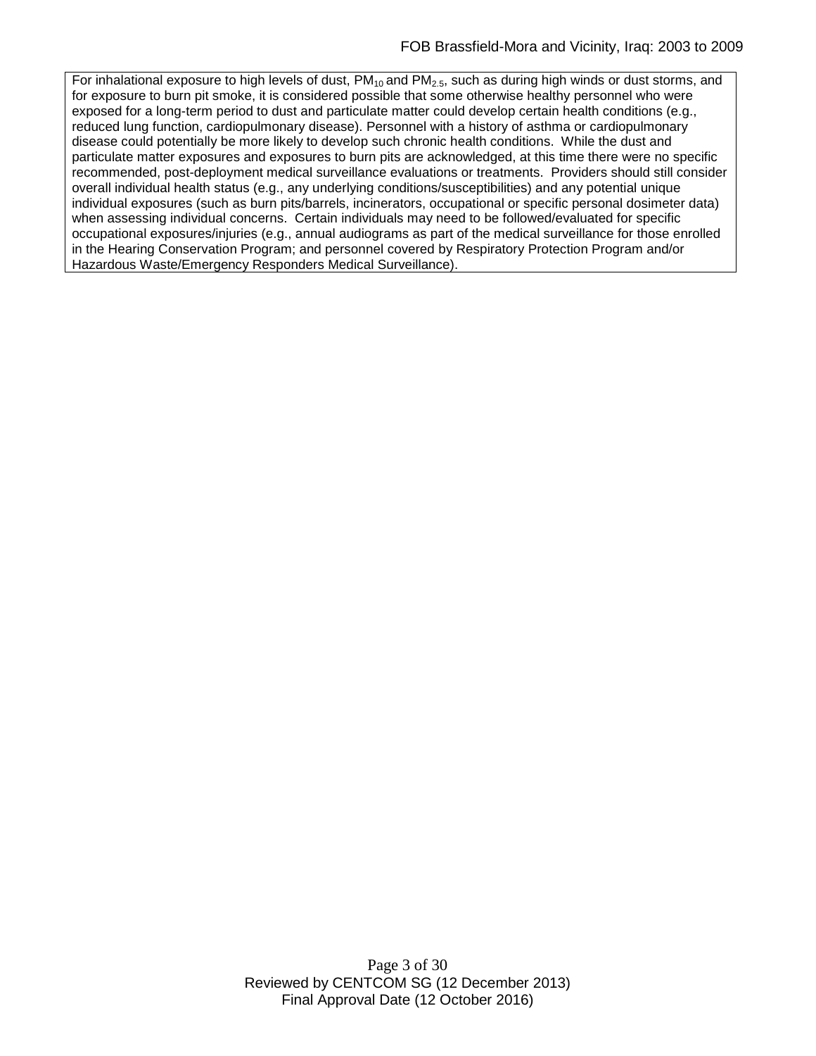For inhalational exposure to high levels of dust, $PM_{10}$ and $PM_{2.5}$, such as during high winds or dust storms, and for exposure to burn pit smoke, it is considered possible that some otherwise healthy personnel who were exposed for a long-term period to dust and particulate matter could develop certain health conditions (e.g., reduced lung function, cardiopulmonary disease). Personnel with a history of asthma or cardiopulmonary disease could potentially be more likely to develop such chronic health conditions. While the dust and particulate matter exposures and exposures to burn pits are acknowledged, at this time there were no specific recommended, post-deployment medical surveillance evaluations or treatments. Providers should still consider overall individual health status (e.g., any underlying conditions/susceptibilities) and any potential unique individual exposures (such as burn pits/barrels, incinerators, occupational or specific personal dosimeter data) when assessing individual concerns. Certain individuals may need to be followed/evaluated for specific occupational exposures/injuries (e.g., annual audiograms as part of the medical surveillance for those enrolled in the Hearing Conservation Program; and personnel covered by Respiratory Protection Program and/or Hazardous Waste/Emergency Responders Medical Surveillance).

Reviewed by CENTCOM SG (12 December 2013)
Final Approval Date (12 October 2016)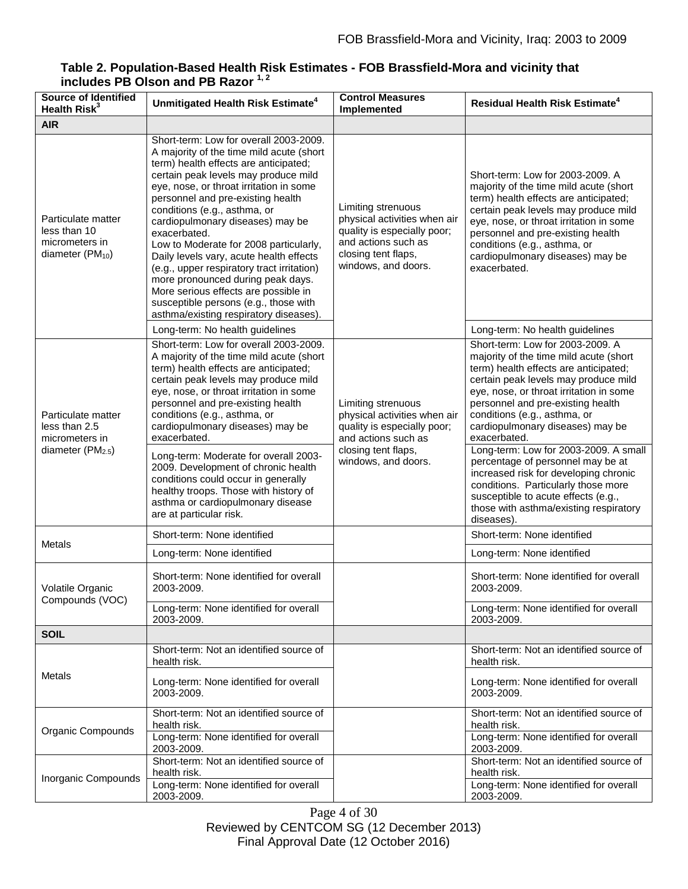**Table 2. Population-Based Health Risk Estimates - FOB Brassfield-Mora and vicinity that includes PB Olson and PB Razor [1, 2]**

| Source of Identified Health Risk[3] | Unmitigated Health Risk Estimate[4] | Control Measures Implemented | Residual Health Risk Estimate[4] |
|---|---|---|---|
| **AIR** | | | |
| Particulate matter less than 10 micrometers in diameter ($PM_{10}$) | Short-term: Low for overall 2003-2009. A majority of the time mild acute (short term) health effects are anticipated; certain peak levels may produce mild eye, nose, or throat irritation in some personnel and pre-existing health conditions (e.g., asthma, or cardiopulmonary diseases) may be exacerbated. Low to Moderate for 2008 particularly, Daily levels vary, acute health effects (e.g., upper respiratory tract irritation) more pronounced during peak days. More serious effects are possible in susceptible persons (e.g., those with asthma/existing respiratory diseases). | Limiting strenuous physical activities when air quality is especially poor; and actions such as closing tent flaps, windows, and doors. | Short-term: Low for 2003-2009. A majority of the time mild acute (short term) health effects are anticipated; certain peak levels may produce mild eye, nose, or throat irritation in some personnel and pre-existing health conditions (e.g., asthma, or cardiopulmonary diseases) may be exacerbated. |
| | Long-term: No health guidelines | | Long-term: No health guidelines |
| Particulate matter less than 2.5 micrometers in diameter ($PM_{2.5}$) | Short-term: Low for overall 2003-2009. A majority of the time mild acute (short term) health effects are anticipated; certain peak levels may produce mild eye, nose, or throat irritation in some personnel and pre-existing health conditions (e.g., asthma, or cardiopulmonary diseases) may be exacerbated. | Limiting strenuous physical activities when air quality is especially poor; and actions such as closing tent flaps, windows, and doors. | Short-term: Low for 2003-2009. A majority of the time mild acute (short term) health effects are anticipated; certain peak levels may produce mild eye, nose, or throat irritation in some personnel and pre-existing health conditions (e.g., asthma, or cardiopulmonary diseases) may be exacerbated. |
| | Long-term: Moderate for overall 2003-2009. Development of chronic health conditions could occur in generally healthy troops. Those with history of asthma or cardiopulmonary disease are at particular risk. | | Long-term: Low for 2003-2009. A small percentage of personnel may be at increased risk for developing chronic conditions. Particularly those more susceptible to acute effects (e.g., those with asthma/existing respiratory diseases). |
| Metals | Short-term: None identified | | Short-term: None identified |
| | Long-term: None identified | | Long-term: None identified |
| Volatile Organic Compounds (VOC) | Short-term: None identified for overall 2003-2009. | | Short-term: None identified for overall 2003-2009. |
| | Long-term: None identified for overall 2003-2009. | | Long-term: None identified for overall 2003-2009. |
| **SOIL** | | | |
| Metals | Short-term: Not an identified source of health risk. | | Short-term: Not an identified source of health risk. |
| | Long-term: None identified for overall 2003-2009. | | Long-term: None identified for overall 2003-2009. |
| Organic Compounds | Short-term: Not an identified source of health risk. | | Short-term: Not an identified source of health risk. |
| | Long-term: None identified for overall 2003-2009. | | Long-term: None identified for overall 2003-2009. |
| Inorganic Compounds | Short-term: Not an identified source of health risk. | | Short-term: Not an identified source of health risk. |
| | Long-term: None identified for overall 2003-2009. | | Long-term: None identified for overall 2003-2009. |

Reviewed by CENTCOM SG (12 December 2013)
Final Approval Date (12 October 2016)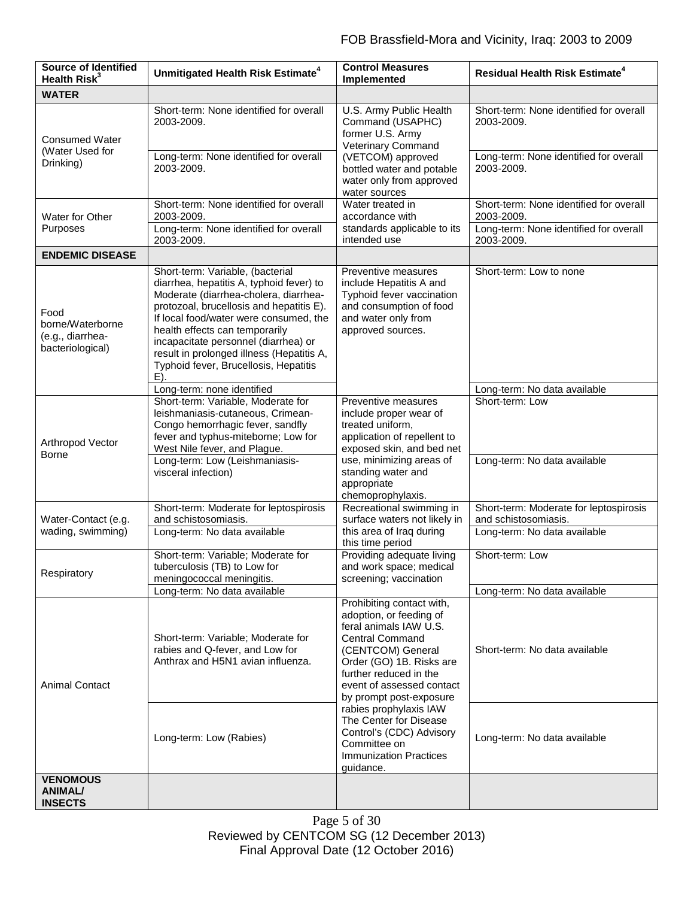| Source of Identified Health Risk[3] | Unmitigated Health Risk Estimate[4] | Control Measures Implemented | Residual Health Risk Estimate[4] |
|---|---|---|---|
| **WATER** | | | |
| Consumed Water (Water Used for Drinking) | Short-term: None identified for overall 2003-2009. | U.S. Army Public Health Command (USAPHC) former U.S. Army Veterinary Command (VETCOM) approved bottled water and potable water only from approved water sources | Short-term: None identified for overall 2003-2009. |
| | Long-term: None identified for overall 2003-2009. | | Long-term: None identified for overall 2003-2009. |
| Water for Other Purposes | Short-term: None identified for overall 2003-2009. | Water treated in accordance with standards applicable to its intended use | Short-term: None identified for overall 2003-2009. |
| | Long-term: None identified for overall 2003-2009. | | Long-term: None identified for overall 2003-2009. |
| **ENDEMIC DISEASE** | | | |
| Food borne/Waterborne (e.g., diarrhea-bacteriological) | Short-term: Variable, (bacterial diarrhea, hepatitis A, typhoid fever) to Moderate (diarrhea-cholera, diarrhea-protozoal, brucellosis and hepatitis E). If local food/water were consumed, the health effects can temporarily incapacitate personnel (diarrhea) or result in prolonged illness (Hepatitis A, Typhoid fever, Brucellosis, Hepatitis E). | Preventive measures include Hepatitis A and Typhoid fever vaccination and consumption of food and water only from approved sources. | Short-term: Low to none |
| | Long-term: none identified | | Long-term: No data available |
| Arthropod Vector Borne | Short-term: Variable, Moderate for leishmaniasis-cutaneous, Crimean-Congo hemorrhagic fever, sandfly fever and typhus-miteborne; Low for West Nile fever, and Plague. | Preventive measures include proper wear of treated uniform, application of repellent to exposed skin, and bed net use, minimizing areas of standing water and appropriate chemoprophylaxis. | Short-term: Low |
| | Long-term: Low (Leishmaniasis-visceral infection) | | Long-term: No data available |
| Water-Contact (e.g. wading, swimming) | Short-term: Moderate for leptospirosis and schistosomiasis. | Recreational swimming in surface waters not likely in this area of Iraq during this time period | Short-term: Moderate for leptospirosis and schistosomiasis. |
| | Long-term: No data available | | Long-term: No data available |
| Respiratory | Short-term: Variable; Moderate for tuberculosis (TB) to Low for meningococcal meningitis. | Providing adequate living and work space; medical screening; vaccination | Short-term: Low |
| | Long-term: No data available | | Long-term: No data available |
| Animal Contact | Short-term: Variable; Moderate for rabies and Q-fever, and Low for Anthrax and H5N1 avian influenza. | Prohibiting contact with, adoption, or feeding of feral animals IAW U.S. Central Command (CENTCOM) General Order (GO) 1B. Risks are further reduced in the event of assessed contact by prompt post-exposure rabies prophylaxis IAW The Center for Disease Control's (CDC) Advisory Committee on Immunization Practices guidance. | Short-term: No data available |
| | Long-term: Low (Rabies) | | Long-term: No data available |
| **VENOMOUS ANIMAL/ INSECTS** | | | |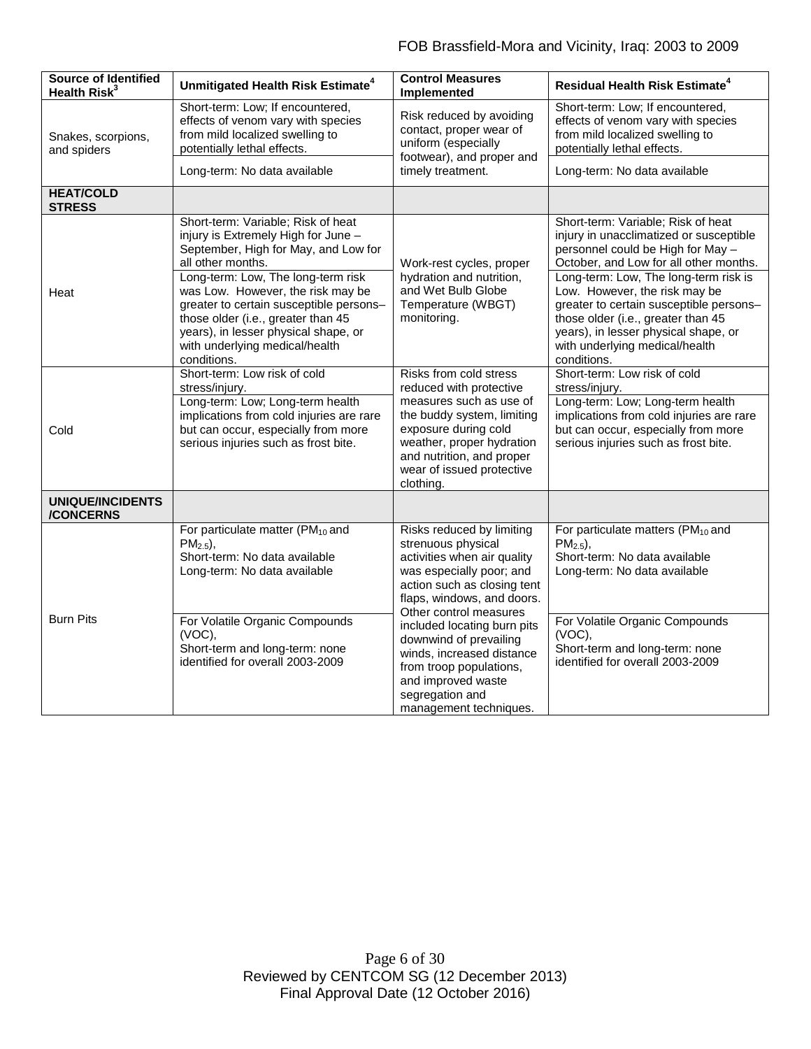| Source of Identified Health Risk[3] | Unmitigated Health Risk Estimate[4] | Control Measures Implemented | Residual Health Risk Estimate[4] |
|---|---|---|---|
| Snakes, scorpions, and spiders | Short-term: Low; If encountered, effects of venom vary with species from mild localized swelling to potentially lethal effects.<br>Long-term: No data available | Risk reduced by avoiding contact, proper wear of uniform (especially footwear), and proper and timely treatment. | Short-term: Low; If encountered, effects of venom vary with species from mild localized swelling to potentially lethal effects.<br>Long-term: No data available |
| **HEAT/COLD STRESS** | | | |
| Heat | Short-term: Variable; Risk of heat injury is Extremely High for June – September, High for May, and Low for all other months.<br>Long-term: Low, The long-term risk was Low. However, the risk may be greater to certain susceptible persons–those older (i.e., greater than 45 years), in lesser physical shape, or with underlying medical/health conditions. | Work-rest cycles, proper hydration and nutrition, and Wet Bulb Globe Temperature (WBGT) monitoring. | Short-term: Variable; Risk of heat injury in unacclimatized or susceptible personnel could be High for May – October, and Low for all other months.<br>Long-term: Low, The long-term risk is Low. However, the risk may be greater to certain susceptible persons–those older (i.e., greater than 45 years), in lesser physical shape, or with underlying medical/health conditions. |
| Cold | Short-term: Low risk of cold stress/injury.<br>Long-term: Low; Long-term health implications from cold injuries are rare but can occur, especially from more serious injuries such as frost bite. | Risks from cold stress reduced with protective measures such as use of the buddy system, limiting exposure during cold weather, proper hydration and nutrition, and proper wear of issued protective clothing. | Short-term: Low risk of cold stress/injury.<br>Long-term: Low; Long-term health implications from cold injuries are rare but can occur, especially from more serious injuries such as frost bite. |
| **UNIQUE/INCIDENTS /CONCERNS** | | | |
| Burn Pits | For particulate matter ($PM_{10}$ and $PM_{2.5}$),<br>Short-term: No data available<br>Long-term: No data available<br><br>For Volatile Organic Compounds (VOC),<br>Short-term and long-term: none identified for overall 2003-2009 | Risks reduced by limiting strenuous physical activities when air quality was especially poor; and action such as closing tent flaps, windows, and doors. Other control measures included locating burn pits downwind of prevailing winds, increased distance from troop populations, and improved waste segregation and management techniques. | For particulate matters ($PM_{10}$ and $PM_{2.5}$),<br>Short-term: No data available<br>Long-term: No data available<br><br>For Volatile Organic Compounds (VOC),<br>Short-term and long-term: none identified for overall 2003-2009 |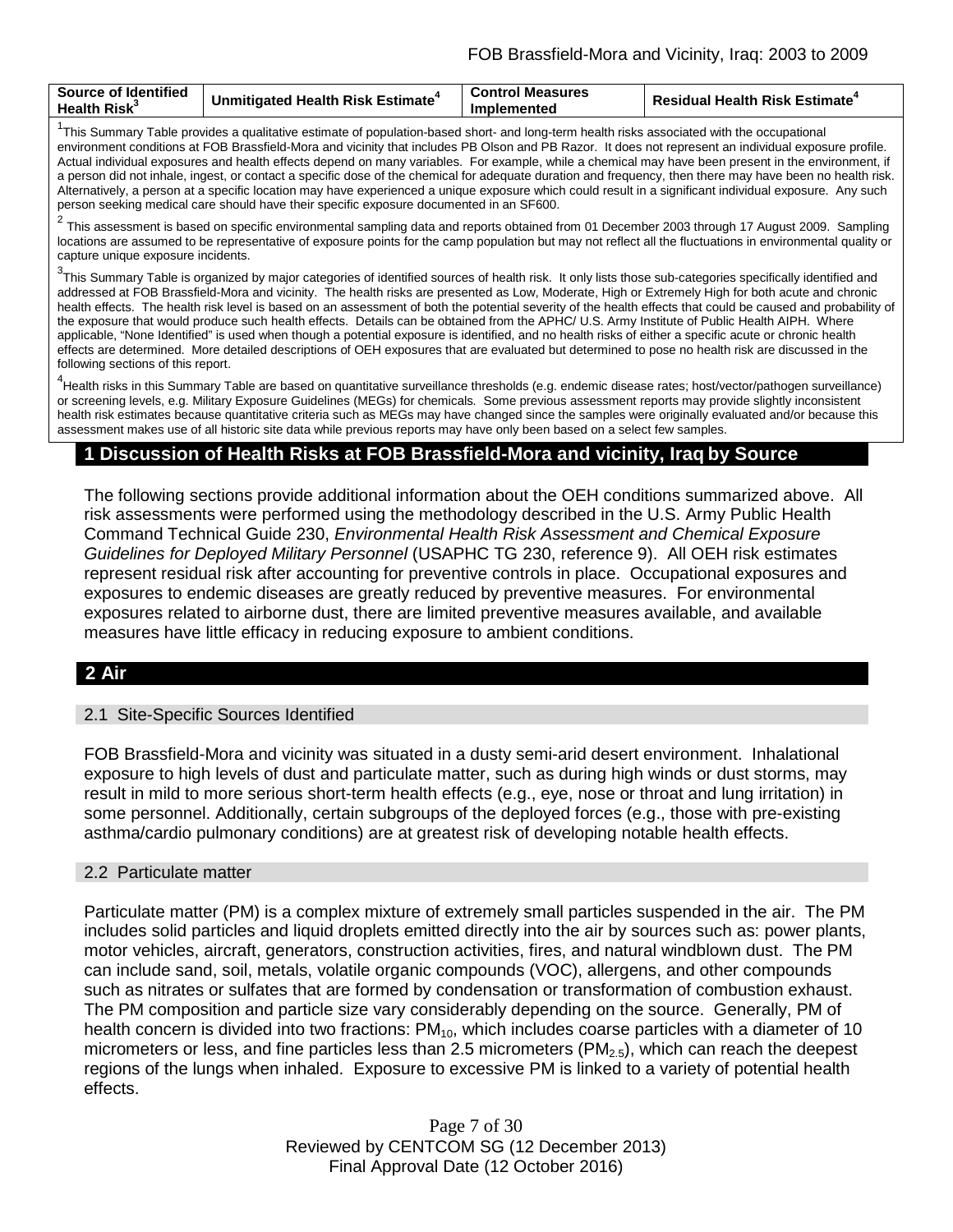| Source of Identified Health Risk[3] | Unmitigated Health Risk Estimate[4] | Control Measures Implemented | Residual Health Risk Estimate[4] |
|---|---|---|---|

[1]This Summary Table provides a qualitative estimate of population-based short- and long-term health risks associated with the occupational environment conditions at FOB Brassfield-Mora and vicinity that includes PB Olson and PB Razor. It does not represent an individual exposure profile. Actual individual exposures and health effects depend on many variables. For example, while a chemical may have been present in the environment, if a person did not inhale, ingest, or contact a specific dose of the chemical for adequate duration and frequency, then there may have been no health risk. Alternatively, a person at a specific location may have experienced a unique exposure which could result in a significant individual exposure. Any such person seeking medical care should have their specific exposure documented in an SF600.

[2] This assessment is based on specific environmental sampling data and reports obtained from 01 December 2003 through 17 August 2009. Sampling locations are assumed to be representative of exposure points for the camp population but may not reflect all the fluctuations in environmental quality or capture unique exposure incidents.

[3]This Summary Table is organized by major categories of identified sources of health risk. It only lists those sub-categories specifically identified and addressed at FOB Brassfield-Mora and vicinity. The health risks are presented as Low, Moderate, High or Extremely High for both acute and chronic health effects. The health risk level is based on an assessment of both the potential severity of the health effects that could be caused and probability of the exposure that would produce such health effects. Details can be obtained from the APHC/ U.S. Army Institute of Public Health AIPH. Where applicable, "None Identified" is used when though a potential exposure is identified, and no health risks of either a specific acute or chronic health effects are determined. More detailed descriptions of OEH exposures that are evaluated but determined to pose no health risk are discussed in the following sections of this report.

[4]Health risks in this Summary Table are based on quantitative surveillance thresholds (e.g. endemic disease rates; host/vector/pathogen surveillance) or screening levels, e.g. Military Exposure Guidelines (MEGs) for chemicals. Some previous assessment reports may provide slightly inconsistent health risk estimates because quantitative criteria such as MEGs may have changed since the samples were originally evaluated and/or because this assessment makes use of all historic site data while previous reports may have only been based on a select few samples.

# 1 Discussion of Health Risks at FOB Brassfield-Mora and vicinity, Iraq by Source

The following sections provide additional information about the OEH conditions summarized above. All risk assessments were performed using the methodology described in the U.S. Army Public Health Command Technical Guide 230, *Environmental Health Risk Assessment and Chemical Exposure Guidelines for Deployed Military Personnel* (USAPHC TG 230, reference 9). All OEH risk estimates represent residual risk after accounting for preventive controls in place. Occupational exposures and exposures to endemic diseases are greatly reduced by preventive measures. For environmental exposures related to airborne dust, there are limited preventive measures available, and available measures have little efficacy in reducing exposure to ambient conditions.

# 2 Air

## 2.1 Site-Specific Sources Identified

FOB Brassfield-Mora and vicinity was situated in a dusty semi-arid desert environment. Inhalational exposure to high levels of dust and particulate matter, such as during high winds or dust storms, may result in mild to more serious short-term health effects (e.g., eye, nose or throat and lung irritation) in some personnel. Additionally, certain subgroups of the deployed forces (e.g., those with pre-existing asthma/cardio pulmonary conditions) are at greatest risk of developing notable health effects.

## 2.2 Particulate matter

Particulate matter (PM) is a complex mixture of extremely small particles suspended in the air. The PM includes solid particles and liquid droplets emitted directly into the air by sources such as: power plants, motor vehicles, aircraft, generators, construction activities, fires, and natural windblown dust. The PM can include sand, soil, metals, volatile organic compounds (VOC), allergens, and other compounds such as nitrates or sulfates that are formed by condensation or transformation of combustion exhaust. The PM composition and particle size vary considerably depending on the source. Generally, PM of health concern is divided into two fractions: $PM_{10}$, which includes coarse particles with a diameter of 10 micrometers or less, and fine particles less than 2.5 micrometers ($PM_{2.5}$), which can reach the deepest regions of the lungs when inhaled. Exposure to excessive PM is linked to a variety of potential health effects.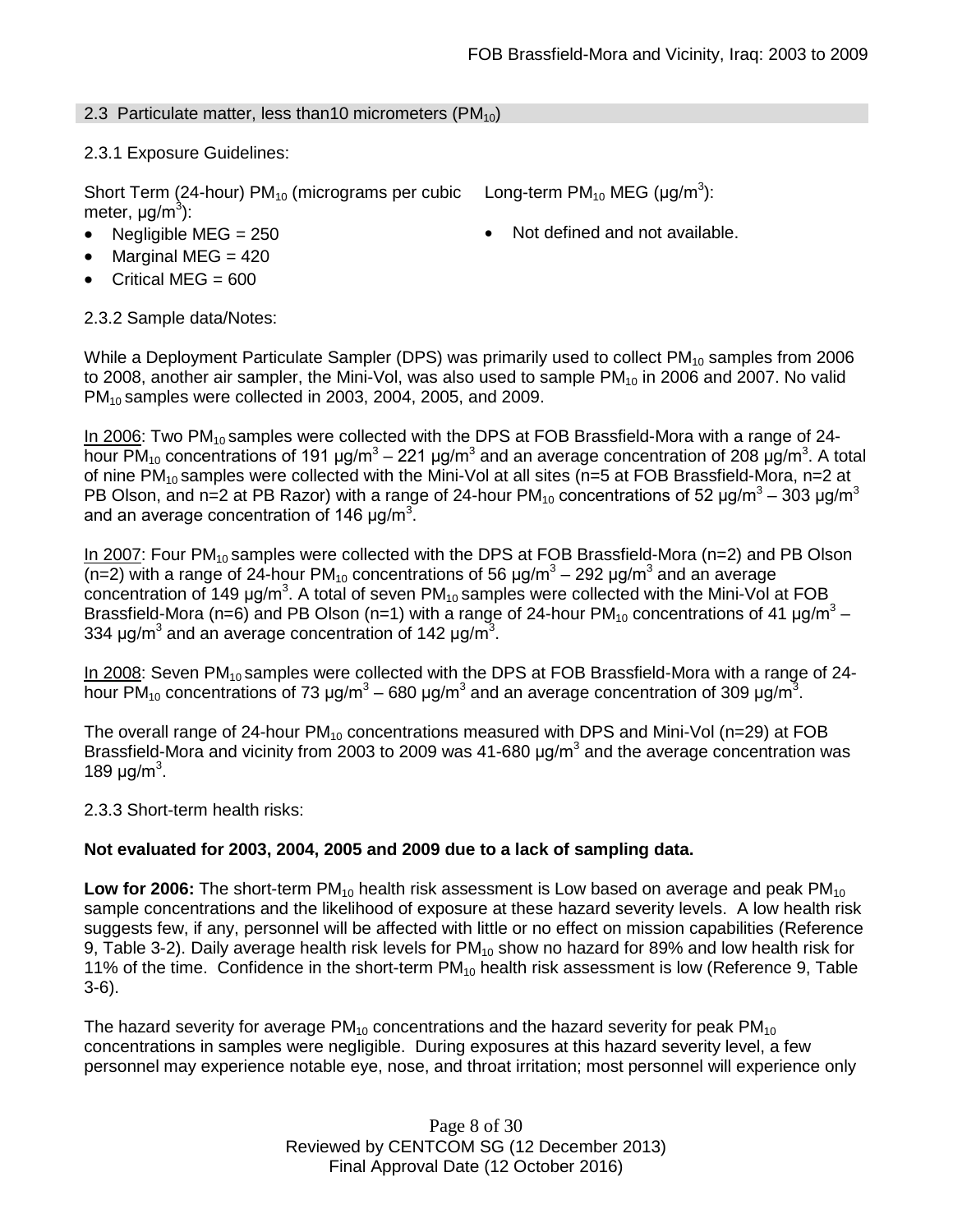## 2.3 Particulate matter, less than10 micrometers ($PM_{10}$)

2.3.1 Exposure Guidelines:

Short Term (24-hour) $PM_{10}$ (micrograms per cubic meter, $\mu g/m^3$):

- Negligible MEG = 250
- Marginal MEG = 420
- Critical MEG = 600

Long-term $PM_{10}$ MEG ($\mu g/m^3$):

- Not defined and not available.

2.3.2 Sample data/Notes:

While a Deployment Particulate Sampler (DPS) was primarily used to collect $PM_{10}$ samples from 2006 to 2008, another air sampler, the Mini-Vol, was also used to sample $PM_{10}$ in 2006 and 2007. No valid $PM_{10}$ samples were collected in 2003, 2004, 2005, and 2009.

In 2006: Two $PM_{10}$ samples were collected with the DPS at FOB Brassfield-Mora with a range of 24-hour $PM_{10}$ concentrations of 191 $\mu g/m^3$ – 221 $\mu g/m^3$ and an average concentration of 208 $\mu g/m^3$. A total of nine $PM_{10}$ samples were collected with the Mini-Vol at all sites (n=5 at FOB Brassfield-Mora, n=2 at PB Olson, and n=2 at PB Razor) with a range of 24-hour $PM_{10}$ concentrations of 52 $\mu g/m^3$ – 303 $\mu g/m^3$ and an average concentration of 146 $\mu g/m^3$.

In 2007: Four $PM_{10}$ samples were collected with the DPS at FOB Brassfield-Mora (n=2) and PB Olson (n=2) with a range of 24-hour $PM_{10}$ concentrations of 56 $\mu g/m^3$ – 292 $\mu g/m^3$ and an average concentration of 149 $\mu g/m^3$. A total of seven $PM_{10}$ samples were collected with the Mini-Vol at FOB Brassfield-Mora (n=6) and PB Olson (n=1) with a range of 24-hour $PM_{10}$ concentrations of 41 $\mu g/m^3$ – 334 $\mu g/m^3$ and an average concentration of 142 $\mu g/m^3$.

In 2008: Seven $PM_{10}$ samples were collected with the DPS at FOB Brassfield-Mora with a range of 24-hour $PM_{10}$ concentrations of 73 $\mu g/m^3$ – 680 $\mu g/m^3$ and an average concentration of 309 $\mu g/m^3$.

The overall range of 24-hour $PM_{10}$ concentrations measured with DPS and Mini-Vol (n=29) at FOB Brassfield-Mora and vicinity from 2003 to 2009 was 41-680 $\mu g/m^3$ and the average concentration was 189 $\mu g/m^3$.

2.3.3 Short-term health risks:

**Not evaluated for 2003, 2004, 2005 and 2009 due to a lack of sampling data.**

**Low for 2006:** The short-term $PM_{10}$ health risk assessment is Low based on average and peak $PM_{10}$ sample concentrations and the likelihood of exposure at these hazard severity levels. A low health risk suggests few, if any, personnel will be affected with little or no effect on mission capabilities (Reference 9, Table 3-2). Daily average health risk levels for $PM_{10}$ show no hazard for 89% and low health risk for 11% of the time. Confidence in the short-term $PM_{10}$ health risk assessment is low (Reference 9, Table 3-6).

The hazard severity for average $PM_{10}$ concentrations and the hazard severity for peak $PM_{10}$ concentrations in samples were negligible. During exposures at this hazard severity level, a few personnel may experience notable eye, nose, and throat irritation; most personnel will experience only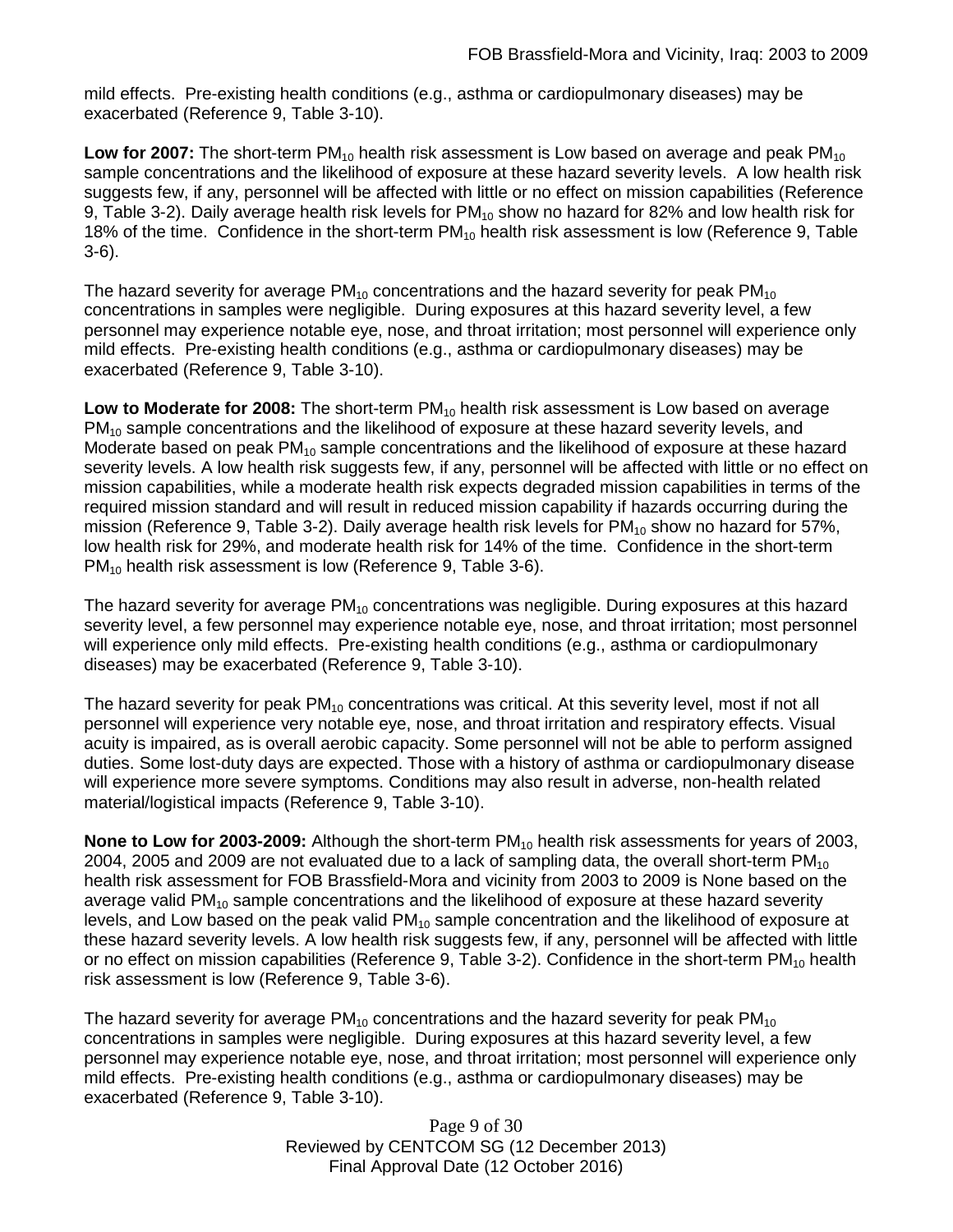mild effects. Pre-existing health conditions (e.g., asthma or cardiopulmonary diseases) may be exacerbated (Reference 9, Table 3-10).

**Low for 2007:** The short-term $PM_{10}$ health risk assessment is Low based on average and peak $PM_{10}$ sample concentrations and the likelihood of exposure at these hazard severity levels. A low health risk suggests few, if any, personnel will be affected with little or no effect on mission capabilities (Reference 9, Table 3-2). Daily average health risk levels for $PM_{10}$ show no hazard for 82% and low health risk for 18% of the time. Confidence in the short-term $PM_{10}$ health risk assessment is low (Reference 9, Table 3-6).

The hazard severity for average $PM_{10}$ concentrations and the hazard severity for peak $PM_{10}$ concentrations in samples were negligible. During exposures at this hazard severity level, a few personnel may experience notable eye, nose, and throat irritation; most personnel will experience only mild effects. Pre-existing health conditions (e.g., asthma or cardiopulmonary diseases) may be exacerbated (Reference 9, Table 3-10).

**Low to Moderate for 2008:** The short-term $PM_{10}$ health risk assessment is Low based on average $PM_{10}$ sample concentrations and the likelihood of exposure at these hazard severity levels, and Moderate based on peak $PM_{10}$ sample concentrations and the likelihood of exposure at these hazard severity levels. A low health risk suggests few, if any, personnel will be affected with little or no effect on mission capabilities, while a moderate health risk expects degraded mission capabilities in terms of the required mission standard and will result in reduced mission capability if hazards occurring during the mission (Reference 9, Table 3-2). Daily average health risk levels for $PM_{10}$ show no hazard for 57%, low health risk for 29%, and moderate health risk for 14% of the time. Confidence in the short-term $PM_{10}$ health risk assessment is low (Reference 9, Table 3-6).

The hazard severity for average $PM_{10}$ concentrations was negligible. During exposures at this hazard severity level, a few personnel may experience notable eye, nose, and throat irritation; most personnel will experience only mild effects. Pre-existing health conditions (e.g., asthma or cardiopulmonary diseases) may be exacerbated (Reference 9, Table 3-10).

The hazard severity for peak $PM_{10}$ concentrations was critical. At this severity level, most if not all personnel will experience very notable eye, nose, and throat irritation and respiratory effects. Visual acuity is impaired, as is overall aerobic capacity. Some personnel will not be able to perform assigned duties. Some lost-duty days are expected. Those with a history of asthma or cardiopulmonary disease will experience more severe symptoms. Conditions may also result in adverse, non-health related material/logistical impacts (Reference 9, Table 3-10).

**None to Low for 2003-2009:** Although the short-term $PM_{10}$ health risk assessments for years of 2003, 2004, 2005 and 2009 are not evaluated due to a lack of sampling data, the overall short-term $PM_{10}$ health risk assessment for FOB Brassfield-Mora and vicinity from 2003 to 2009 is None based on the average valid $PM_{10}$ sample concentrations and the likelihood of exposure at these hazard severity levels, and Low based on the peak valid $PM_{10}$ sample concentration and the likelihood of exposure at these hazard severity levels. A low health risk suggests few, if any, personnel will be affected with little or no effect on mission capabilities (Reference 9, Table 3-2). Confidence in the short-term $PM_{10}$ health risk assessment is low (Reference 9, Table 3-6).

The hazard severity for average $PM_{10}$ concentrations and the hazard severity for peak $PM_{10}$ concentrations in samples were negligible. During exposures at this hazard severity level, a few personnel may experience notable eye, nose, and throat irritation; most personnel will experience only mild effects. Pre-existing health conditions (e.g., asthma or cardiopulmonary diseases) may be exacerbated (Reference 9, Table 3-10).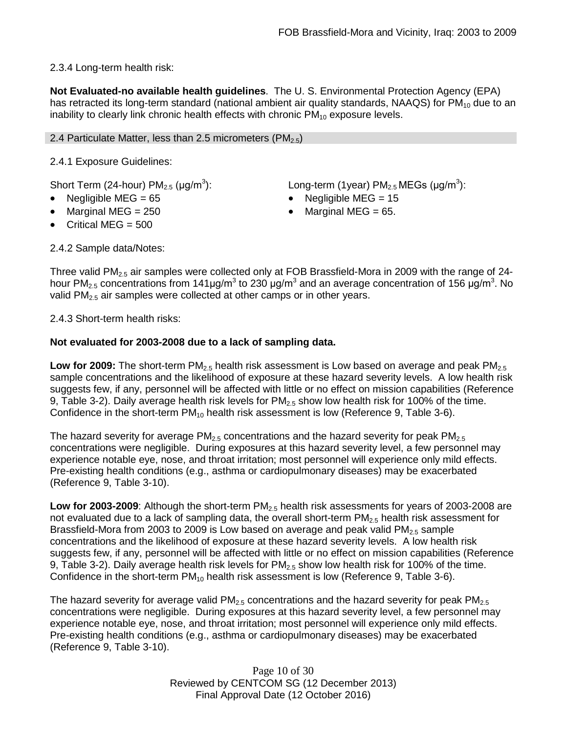2.3.4 Long-term health risk:

**Not Evaluated-no available health guidelines**. The U. S. Environmental Protection Agency (EPA) has retracted its long-term standard (national ambient air quality standards, NAAQS) for $PM_{10}$ due to an inability to clearly link chronic health effects with chronic $PM_{10}$ exposure levels.

## 2.4 Particulate Matter, less than 2.5 micrometers ($PM_{2.5}$)

2.4.1 Exposure Guidelines:

Short Term (24-hour) $PM_{2.5}$ ($\mu g/m^3$):

- Negligible MEG = 65
- Marginal MEG = 250
- Critical MEG = 500

Long-term (1year) $PM_{2.5}$ MEGs ($\mu g/m^3$):

- Negligible MEG = 15
- Marginal MEG = 65.

2.4.2 Sample data/Notes:

Three valid $PM_{2.5}$ air samples were collected only at FOB Brassfield-Mora in 2009 with the range of 24-hour $PM_{2.5}$ concentrations from 141$\mu g/m^3$ to 230 $\mu g/m^3$ and an average concentration of 156 $\mu g/m^3$. No valid $PM_{2.5}$ air samples were collected at other camps or in other years.

2.4.3 Short-term health risks:

**Not evaluated for 2003-2008 due to a lack of sampling data.**

**Low for 2009:** The short-term $PM_{2.5}$ health risk assessment is Low based on average and peak $PM_{2.5}$ sample concentrations and the likelihood of exposure at these hazard severity levels. A low health risk suggests few, if any, personnel will be affected with little or no effect on mission capabilities (Reference 9, Table 3-2). Daily average health risk levels for $PM_{2.5}$ show low health risk for 100% of the time. Confidence in the short-term $PM_{10}$ health risk assessment is low (Reference 9, Table 3-6).

The hazard severity for average $PM_{2.5}$ concentrations and the hazard severity for peak $PM_{2.5}$ concentrations were negligible. During exposures at this hazard severity level, a few personnel may experience notable eye, nose, and throat irritation; most personnel will experience only mild effects. Pre-existing health conditions (e.g., asthma or cardiopulmonary diseases) may be exacerbated (Reference 9, Table 3-10).

**Low for 2003-2009**: Although the short-term $PM_{2.5}$ health risk assessments for years of 2003-2008 are not evaluated due to a lack of sampling data, the overall short-term $PM_{2.5}$ health risk assessment for Brassfield-Mora from 2003 to 2009 is Low based on average and peak valid $PM_{2.5}$ sample concentrations and the likelihood of exposure at these hazard severity levels. A low health risk suggests few, if any, personnel will be affected with little or no effect on mission capabilities (Reference 9, Table 3-2). Daily average health risk levels for $PM_{2.5}$ show low health risk for 100% of the time. Confidence in the short-term $PM_{10}$ health risk assessment is low (Reference 9, Table 3-6).

The hazard severity for average valid $PM_{2.5}$ concentrations and the hazard severity for peak $PM_{2.5}$ concentrations were negligible. During exposures at this hazard severity level, a few personnel may experience notable eye, nose, and throat irritation; most personnel will experience only mild effects. Pre-existing health conditions (e.g., asthma or cardiopulmonary diseases) may be exacerbated (Reference 9, Table 3-10).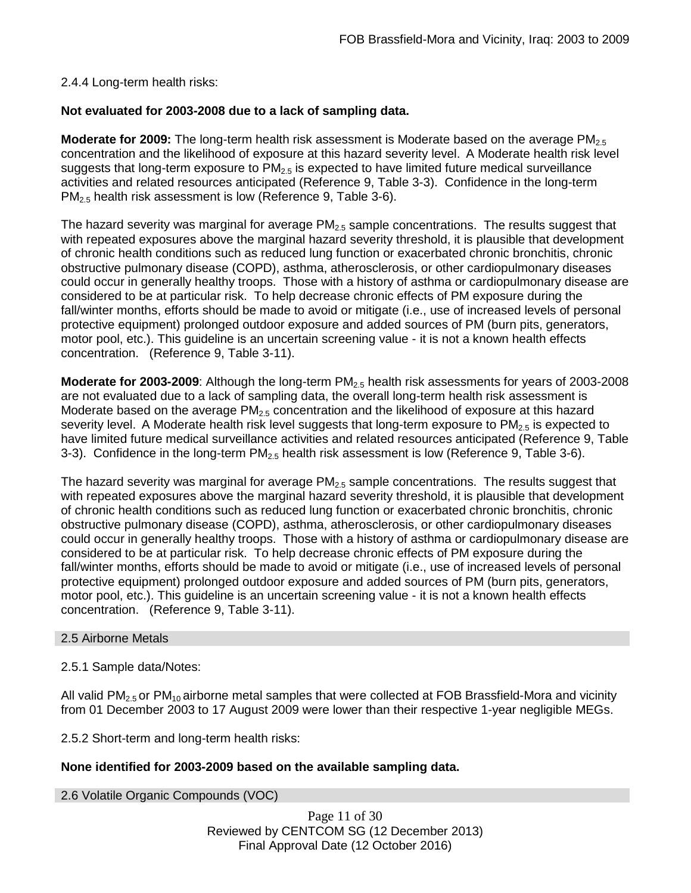2.4.4 Long-term health risks:

**Not evaluated for 2003-2008 due to a lack of sampling data.**

**Moderate for 2009:** The long-term health risk assessment is Moderate based on the average $PM_{2.5}$ concentration and the likelihood of exposure at this hazard severity level. A Moderate health risk level suggests that long-term exposure to $PM_{2.5}$ is expected to have limited future medical surveillance activities and related resources anticipated (Reference 9, Table 3-3). Confidence in the long-term $PM_{2.5}$ health risk assessment is low (Reference 9, Table 3-6).

The hazard severity was marginal for average $PM_{2.5}$ sample concentrations. The results suggest that with repeated exposures above the marginal hazard severity threshold, it is plausible that development of chronic health conditions such as reduced lung function or exacerbated chronic bronchitis, chronic obstructive pulmonary disease (COPD), asthma, atherosclerosis, or other cardiopulmonary diseases could occur in generally healthy troops. Those with a history of asthma or cardiopulmonary disease are considered to be at particular risk. To help decrease chronic effects of PM exposure during the fall/winter months, efforts should be made to avoid or mitigate (i.e., use of increased levels of personal protective equipment) prolonged outdoor exposure and added sources of PM (burn pits, generators, motor pool, etc.). This guideline is an uncertain screening value - it is not a known health effects concentration. (Reference 9, Table 3-11).

**Moderate for 2003-2009**: Although the long-term $PM_{2.5}$ health risk assessments for years of 2003-2008 are not evaluated due to a lack of sampling data, the overall long-term health risk assessment is Moderate based on the average $PM_{2.5}$ concentration and the likelihood of exposure at this hazard severity level. A Moderate health risk level suggests that long-term exposure to $PM_{2.5}$ is expected to have limited future medical surveillance activities and related resources anticipated (Reference 9, Table 3-3). Confidence in the long-term $PM_{2.5}$ health risk assessment is low (Reference 9, Table 3-6).

The hazard severity was marginal for average $PM_{2.5}$ sample concentrations. The results suggest that with repeated exposures above the marginal hazard severity threshold, it is plausible that development of chronic health conditions such as reduced lung function or exacerbated chronic bronchitis, chronic obstructive pulmonary disease (COPD), asthma, atherosclerosis, or other cardiopulmonary diseases could occur in generally healthy troops. Those with a history of asthma or cardiopulmonary disease are considered to be at particular risk. To help decrease chronic effects of PM exposure during the fall/winter months, efforts should be made to avoid or mitigate (i.e., use of increased levels of personal protective equipment) prolonged outdoor exposure and added sources of PM (burn pits, generators, motor pool, etc.). This guideline is an uncertain screening value - it is not a known health effects concentration. (Reference 9, Table 3-11).

## 2.5 Airborne Metals

2.5.1 Sample data/Notes:

All valid $PM_{2.5}$ or $PM_{10}$ airborne metal samples that were collected at FOB Brassfield-Mora and vicinity from 01 December 2003 to 17 August 2009 were lower than their respective 1-year negligible MEGs.

2.5.2 Short-term and long-term health risks:

**None identified for 2003-2009 based on the available sampling data.**

## 2.6 Volatile Organic Compounds (VOC)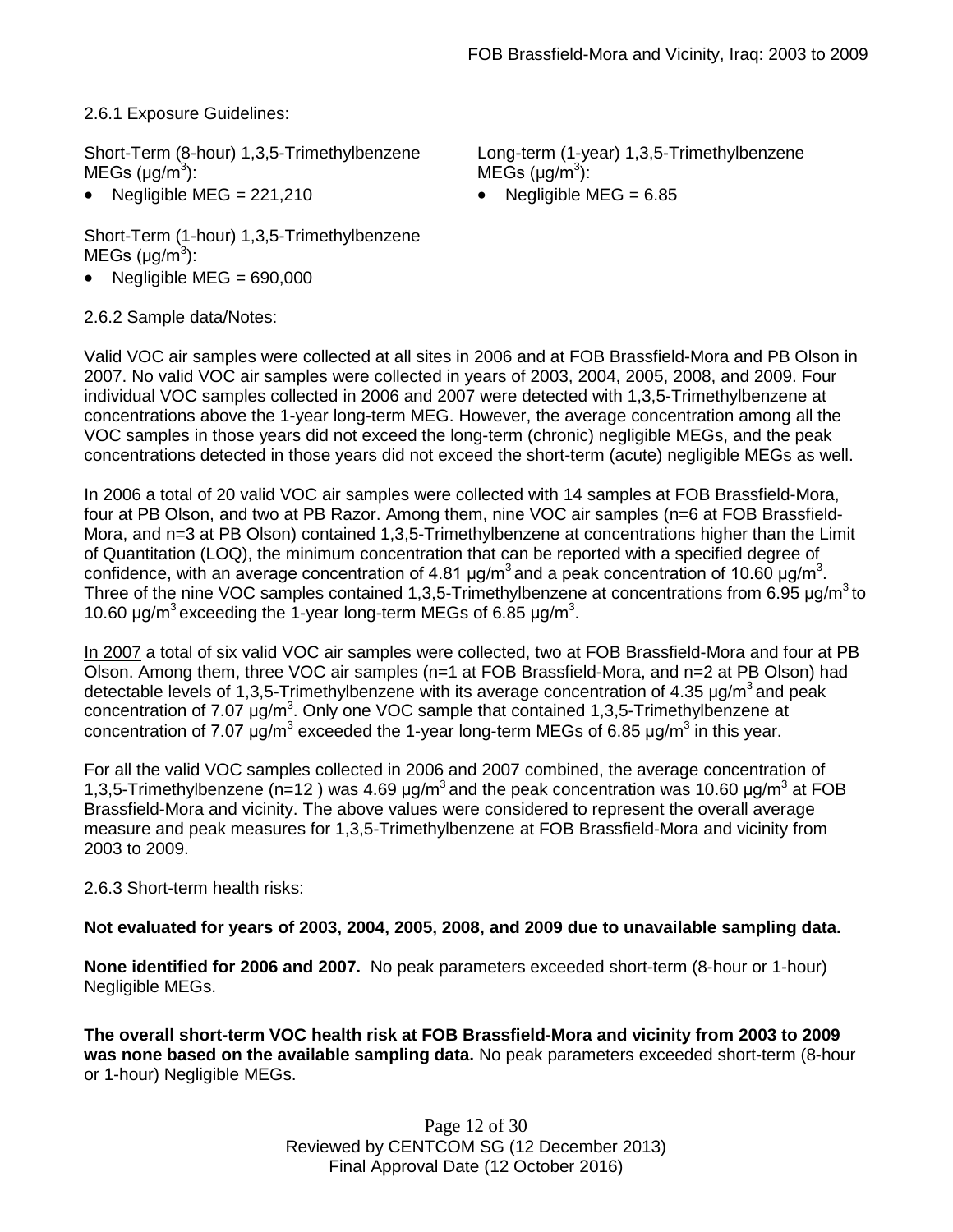2.6.1 Exposure Guidelines:

Short-Term (8-hour) 1,3,5-Trimethylbenzene MEGs ($\mu g/m^3$):

- Negligible MEG = 221,210

Short-Term (1-hour) 1,3,5-Trimethylbenzene MEGs ($\mu g/m^3$):

- Negligible MEG = 690,000

Long-term (1-year) 1,3,5-Trimethylbenzene MEGs ($\mu g/m^3$):

- Negligible MEG = 6.85

2.6.2 Sample data/Notes:

Valid VOC air samples were collected at all sites in 2006 and at FOB Brassfield-Mora and PB Olson in 2007. No valid VOC air samples were collected in years of 2003, 2004, 2005, 2008, and 2009. Four individual VOC samples collected in 2006 and 2007 were detected with 1,3,5-Trimethylbenzene at concentrations above the 1-year long-term MEG. However, the average concentration among all the VOC samples in those years did not exceed the long-term (chronic) negligible MEGs, and the peak concentrations detected in those years did not exceed the short-term (acute) negligible MEGs as well.

In 2006 a total of 20 valid VOC air samples were collected with 14 samples at FOB Brassfield-Mora, four at PB Olson, and two at PB Razor. Among them, nine VOC air samples (n=6 at FOB Brassfield-Mora, and n=3 at PB Olson) contained 1,3,5-Trimethylbenzene at concentrations higher than the Limit of Quantitation (LOQ), the minimum concentration that can be reported with a specified degree of confidence, with an average concentration of 4.81 $\mu g/m^3$ and a peak concentration of 10.60 $\mu g/m^3$. Three of the nine VOC samples contained 1,3,5-Trimethylbenzene at concentrations from 6.95 $\mu g/m^3$ to 10.60 $\mu g/m^3$ exceeding the 1-year long-term MEGs of 6.85 $\mu g/m^3$.

In 2007 a total of six valid VOC air samples were collected, two at FOB Brassfield-Mora and four at PB Olson. Among them, three VOC air samples (n=1 at FOB Brassfield-Mora, and n=2 at PB Olson) had detectable levels of 1,3,5-Trimethylbenzene with its average concentration of 4.35 $\mu g/m^3$ and peak concentration of 7.07 $\mu g/m^3$. Only one VOC sample that contained 1,3,5-Trimethylbenzene at concentration of 7.07 $\mu g/m^3$ exceeded the 1-year long-term MEGs of 6.85 $\mu g/m^3$ in this year.

For all the valid VOC samples collected in 2006 and 2007 combined, the average concentration of 1,3,5-Trimethylbenzene (n=12 ) was 4.69 $\mu g/m^3$ and the peak concentration was 10.60 $\mu g/m^3$ at FOB Brassfield-Mora and vicinity. The above values were considered to represent the overall average measure and peak measures for 1,3,5-Trimethylbenzene at FOB Brassfield-Mora and vicinity from 2003 to 2009.

2.6.3 Short-term health risks:

**Not evaluated for years of 2003, 2004, 2005, 2008, and 2009 due to unavailable sampling data.**

**None identified for 2006 and 2007.** No peak parameters exceeded short-term (8-hour or 1-hour) Negligible MEGs.

**The overall short-term VOC health risk at FOB Brassfield-Mora and vicinity from 2003 to 2009 was none based on the available sampling data.** No peak parameters exceeded short-term (8-hour or 1-hour) Negligible MEGs.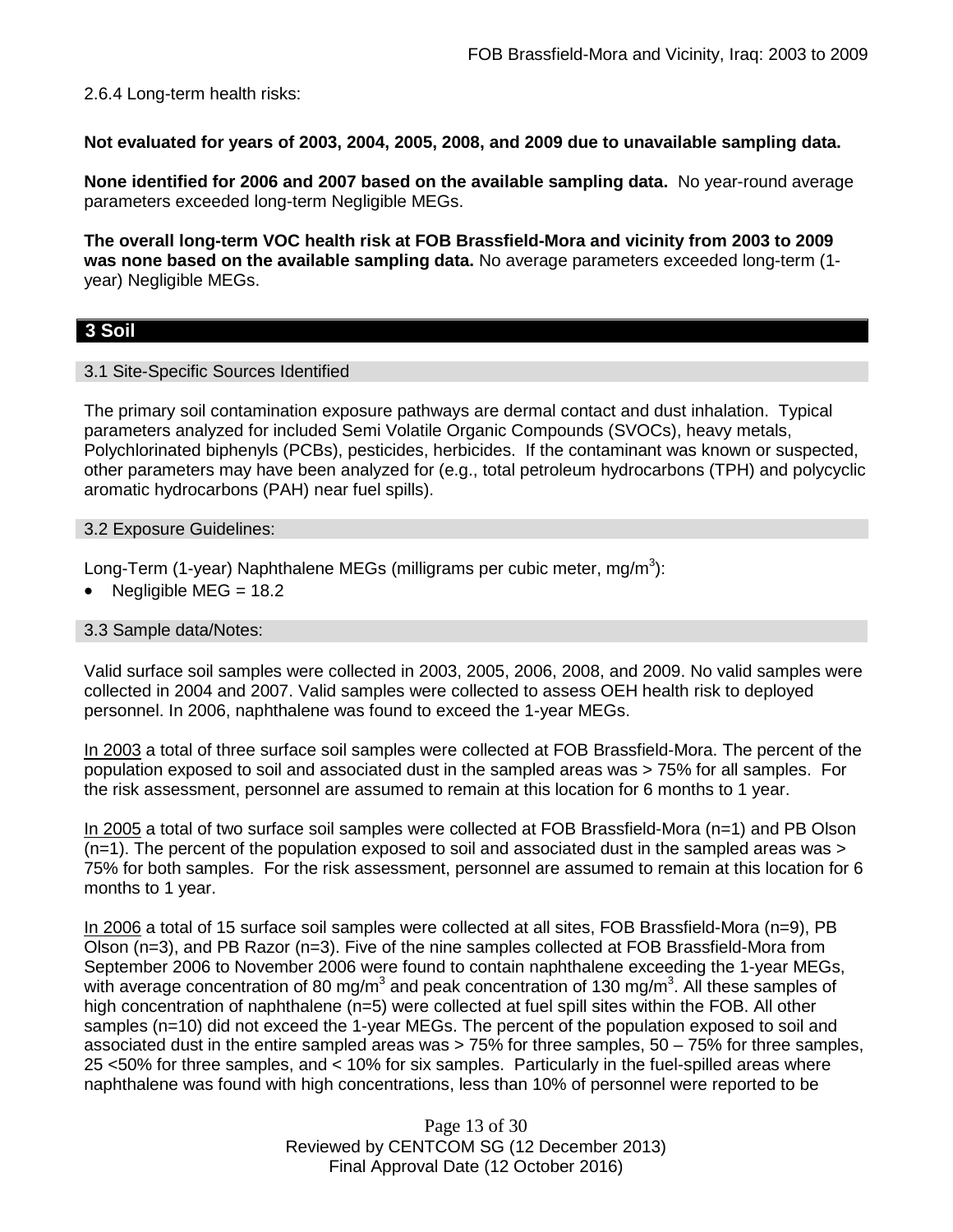2.6.4 Long-term health risks:

**Not evaluated for years of 2003, 2004, 2005, 2008, and 2009 due to unavailable sampling data.**

**None identified for 2006 and 2007 based on the available sampling data.** No year-round average parameters exceeded long-term Negligible MEGs.

**The overall long-term VOC health risk at FOB Brassfield-Mora and vicinity from 2003 to 2009 was none based on the available sampling data.** No average parameters exceeded long-term (1-year) Negligible MEGs.

## 3 Soil

### 3.1 Site-Specific Sources Identified

The primary soil contamination exposure pathways are dermal contact and dust inhalation. Typical parameters analyzed for included Semi Volatile Organic Compounds (SVOCs), heavy metals, Polychlorinated biphenyls (PCBs), pesticides, herbicides. If the contaminant was known or suspected, other parameters may have been analyzed for (e.g., total petroleum hydrocarbons (TPH) and polycyclic aromatic hydrocarbons (PAH) near fuel spills).

### 3.2 Exposure Guidelines:

Long-Term (1-year) Naphthalene MEGs (milligrams per cubic meter, $mg/m^3$):

- Negligible MEG = 18.2

### 3.3 Sample data/Notes:

Valid surface soil samples were collected in 2003, 2005, 2006, 2008, and 2009. No valid samples were collected in 2004 and 2007. Valid samples were collected to assess OEH health risk to deployed personnel. In 2006, naphthalene was found to exceed the 1-year MEGs.

In 2003 a total of three surface soil samples were collected at FOB Brassfield-Mora. The percent of the population exposed to soil and associated dust in the sampled areas was > 75% for all samples. For the risk assessment, personnel are assumed to remain at this location for 6 months to 1 year.

In 2005 a total of two surface soil samples were collected at FOB Brassfield-Mora (n=1) and PB Olson (n=1). The percent of the population exposed to soil and associated dust in the sampled areas was > 75% for both samples. For the risk assessment, personnel are assumed to remain at this location for 6 months to 1 year.

In 2006 a total of 15 surface soil samples were collected at all sites, FOB Brassfield-Mora (n=9), PB Olson (n=3), and PB Razor (n=3). Five of the nine samples collected at FOB Brassfield-Mora from September 2006 to November 2006 were found to contain naphthalene exceeding the 1-year MEGs, with average concentration of 80 $mg/m^3$ and peak concentration of 130 $mg/m^3$. All these samples of high concentration of naphthalene (n=5) were collected at fuel spill sites within the FOB. All other samples (n=10) did not exceed the 1-year MEGs. The percent of the population exposed to soil and associated dust in the entire sampled areas was > 75% for three samples, 50 – 75% for three samples, 25 <50% for three samples, and < 10% for six samples. Particularly in the fuel-spilled areas where naphthalene was found with high concentrations, less than 10% of personnel were reported to be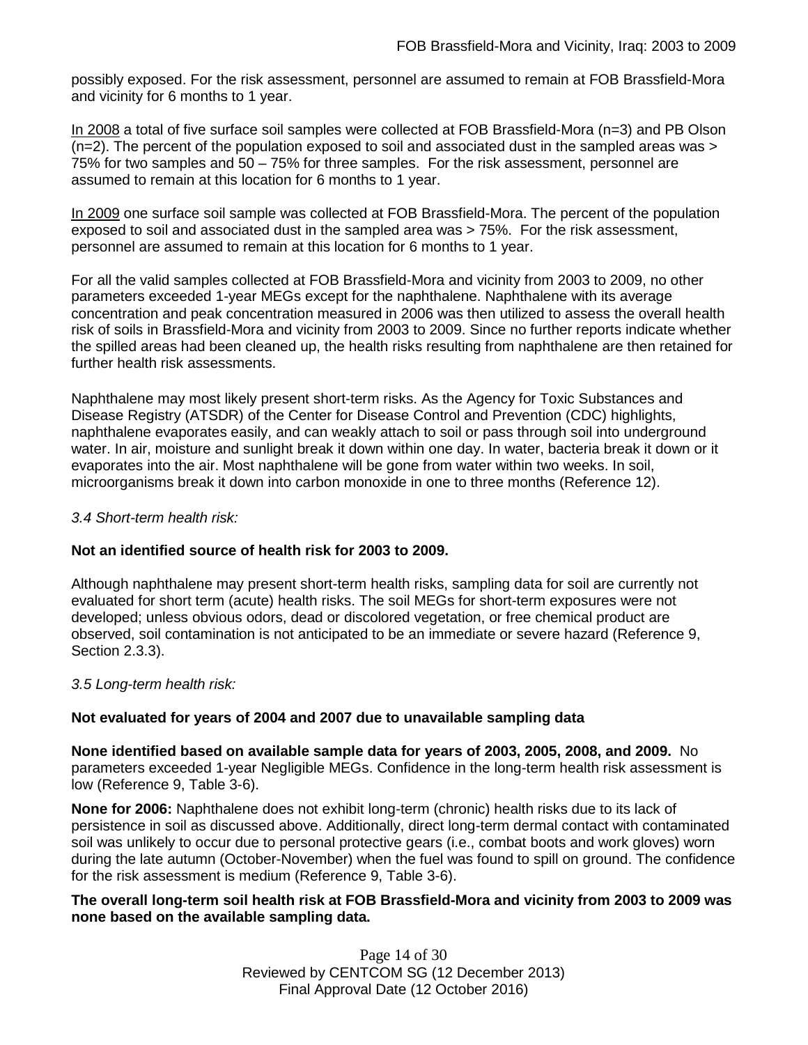possibly exposed. For the risk assessment, personnel are assumed to remain at FOB Brassfield-Mora and vicinity for 6 months to 1 year.

In 2008 a total of five surface soil samples were collected at FOB Brassfield-Mora (n=3) and PB Olson (n=2). The percent of the population exposed to soil and associated dust in the sampled areas was > 75% for two samples and 50 – 75% for three samples. For the risk assessment, personnel are assumed to remain at this location for 6 months to 1 year.

In 2009 one surface soil sample was collected at FOB Brassfield-Mora. The percent of the population exposed to soil and associated dust in the sampled area was > 75%. For the risk assessment, personnel are assumed to remain at this location for 6 months to 1 year.

For all the valid samples collected at FOB Brassfield-Mora and vicinity from 2003 to 2009, no other parameters exceeded 1-year MEGs except for the naphthalene. Naphthalene with its average concentration and peak concentration measured in 2006 was then utilized to assess the overall health risk of soils in Brassfield-Mora and vicinity from 2003 to 2009. Since no further reports indicate whether the spilled areas had been cleaned up, the health risks resulting from naphthalene are then retained for further health risk assessments.

Naphthalene may most likely present short-term risks. As the Agency for Toxic Substances and Disease Registry (ATSDR) of the Center for Disease Control and Prevention (CDC) highlights, naphthalene evaporates easily, and can weakly attach to soil or pass through soil into underground water. In air, moisture and sunlight break it down within one day. In water, bacteria break it down or it evaporates into the air. Most naphthalene will be gone from water within two weeks. In soil, microorganisms break it down into carbon monoxide in one to three months (Reference 12).

*3.4 Short-term health risk:*

**Not an identified source of health risk for 2003 to 2009.**

Although naphthalene may present short-term health risks, sampling data for soil are currently not evaluated for short term (acute) health risks. The soil MEGs for short-term exposures were not developed; unless obvious odors, dead or discolored vegetation, or free chemical product are observed, soil contamination is not anticipated to be an immediate or severe hazard (Reference 9, Section 2.3.3).

*3.5 Long-term health risk:*

**Not evaluated for years of 2004 and 2007 due to unavailable sampling data**

**None identified based on available sample data for years of 2003, 2005, 2008, and 2009.** No parameters exceeded 1-year Negligible MEGs. Confidence in the long-term health risk assessment is low (Reference 9, Table 3-6).

**None for 2006:** Naphthalene does not exhibit long-term (chronic) health risks due to its lack of persistence in soil as discussed above. Additionally, direct long-term dermal contact with contaminated soil was unlikely to occur due to personal protective gears (i.e., combat boots and work gloves) worn during the late autumn (October-November) when the fuel was found to spill on ground. The confidence for the risk assessment is medium (Reference 9, Table 3-6).

**The overall long-term soil health risk at FOB Brassfield-Mora and vicinity from 2003 to 2009 was none based on the available sampling data.**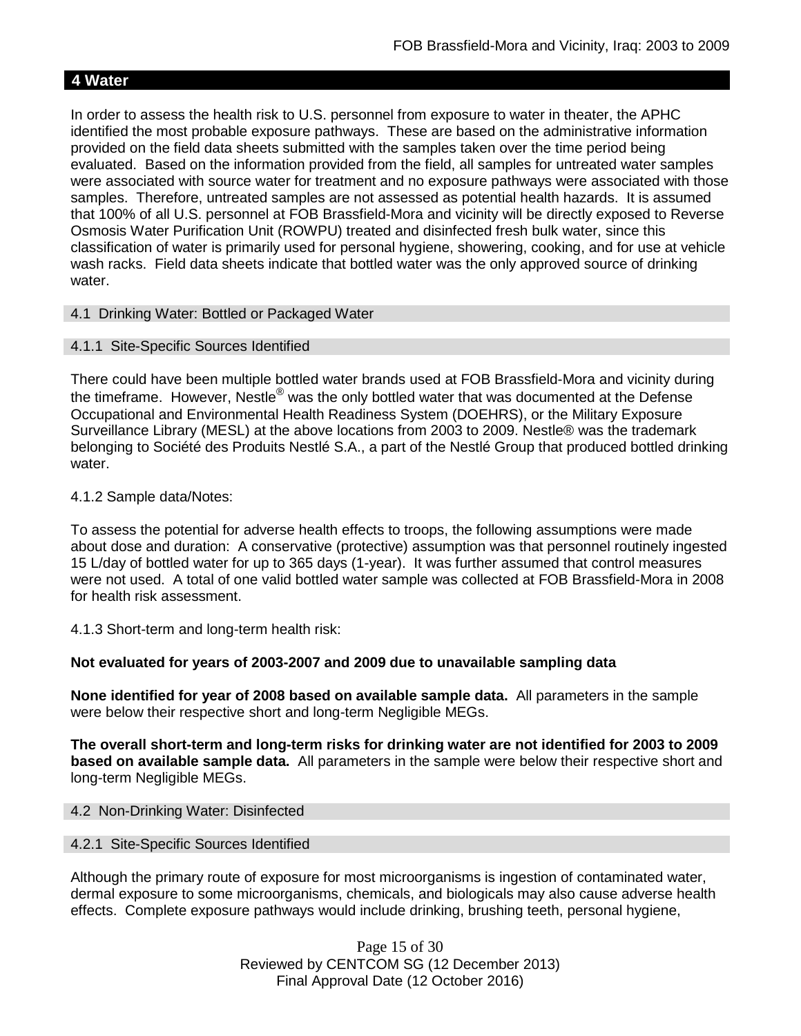## 4 Water

In order to assess the health risk to U.S. personnel from exposure to water in theater, the APHC identified the most probable exposure pathways. These are based on the administrative information provided on the field data sheets submitted with the samples taken over the time period being evaluated. Based on the information provided from the field, all samples for untreated water samples were associated with source water for treatment and no exposure pathways were associated with those samples. Therefore, untreated samples are not assessed as potential health hazards. It is assumed that 100% of all U.S. personnel at FOB Brassfield-Mora and vicinity will be directly exposed to Reverse Osmosis Water Purification Unit (ROWPU) treated and disinfected fresh bulk water, since this classification of water is primarily used for personal hygiene, showering, cooking, and for use at vehicle wash racks. Field data sheets indicate that bottled water was the only approved source of drinking water.

### 4.1 Drinking Water: Bottled or Packaged Water

#### 4.1.1 Site-Specific Sources Identified

There could have been multiple bottled water brands used at FOB Brassfield-Mora and vicinity during the timeframe. However, Nestle® was the only bottled water that was documented at the Defense Occupational and Environmental Health Readiness System (DOEHRS), or the Military Exposure Surveillance Library (MESL) at the above locations from 2003 to 2009. Nestle® was the trademark belonging to Société des Produits Nestlé S.A., a part of the Nestlé Group that produced bottled drinking water.

4.1.2 Sample data/Notes:

To assess the potential for adverse health effects to troops, the following assumptions were made about dose and duration: A conservative (protective) assumption was that personnel routinely ingested 15 L/day of bottled water for up to 365 days (1-year). It was further assumed that control measures were not used. A total of one valid bottled water sample was collected at FOB Brassfield-Mora in 2008 for health risk assessment.

4.1.3 Short-term and long-term health risk:

**Not evaluated for years of 2003-2007 and 2009 due to unavailable sampling data**

**None identified for year of 2008 based on available sample data.** All parameters in the sample were below their respective short and long-term Negligible MEGs.

**The overall short-term and long-term risks for drinking water are not identified for 2003 to 2009 based on available sample data.** All parameters in the sample were below their respective short and long-term Negligible MEGs.

### 4.2 Non-Drinking Water: Disinfected

#### 4.2.1 Site-Specific Sources Identified

Although the primary route of exposure for most microorganisms is ingestion of contaminated water, dermal exposure to some microorganisms, chemicals, and biologicals may also cause adverse health effects. Complete exposure pathways would include drinking, brushing teeth, personal hygiene,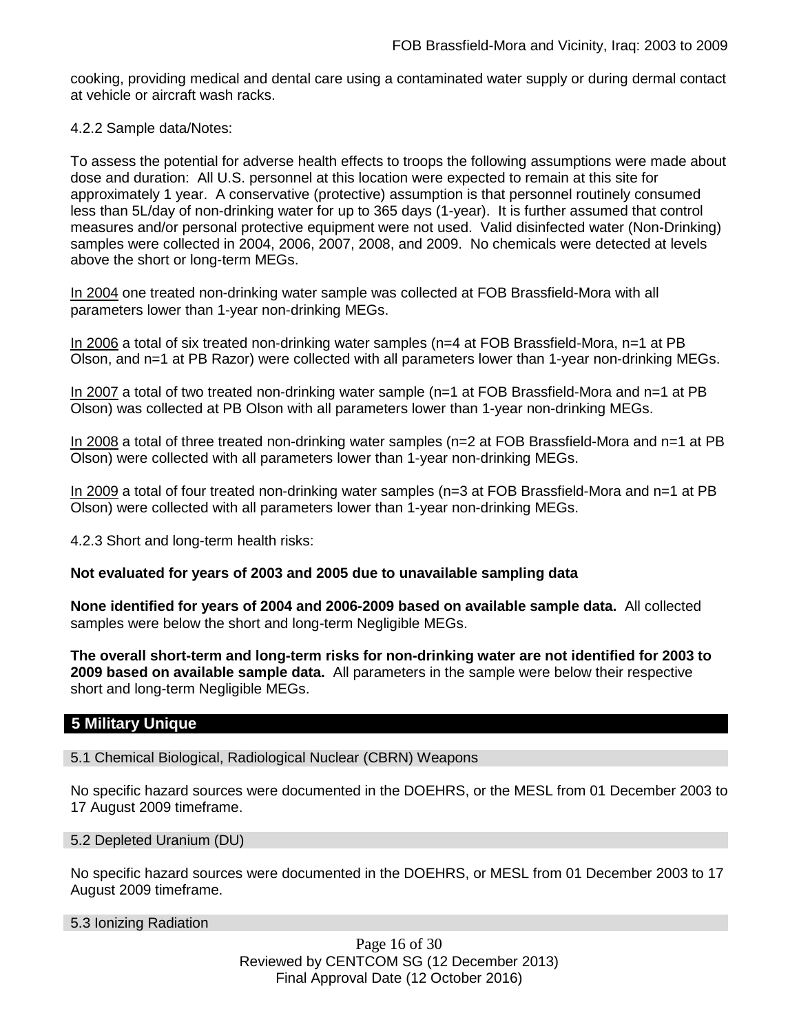cooking, providing medical and dental care using a contaminated water supply or during dermal contact at vehicle or aircraft wash racks.

4.2.2 Sample data/Notes:

To assess the potential for adverse health effects to troops the following assumptions were made about dose and duration: All U.S. personnel at this location were expected to remain at this site for approximately 1 year. A conservative (protective) assumption is that personnel routinely consumed less than 5L/day of non-drinking water for up to 365 days (1-year). It is further assumed that control measures and/or personal protective equipment were not used. Valid disinfected water (Non-Drinking) samples were collected in 2004, 2006, 2007, 2008, and 2009. No chemicals were detected at levels above the short or long-term MEGs.

In 2004 one treated non-drinking water sample was collected at FOB Brassfield-Mora with all parameters lower than 1-year non-drinking MEGs.

In 2006 a total of six treated non-drinking water samples (n=4 at FOB Brassfield-Mora, n=1 at PB Olson, and n=1 at PB Razor) were collected with all parameters lower than 1-year non-drinking MEGs.

In 2007 a total of two treated non-drinking water sample (n=1 at FOB Brassfield-Mora and n=1 at PB Olson) was collected at PB Olson with all parameters lower than 1-year non-drinking MEGs.

In 2008 a total of three treated non-drinking water samples (n=2 at FOB Brassfield-Mora and n=1 at PB Olson) were collected with all parameters lower than 1-year non-drinking MEGs.

In 2009 a total of four treated non-drinking water samples (n=3 at FOB Brassfield-Mora and n=1 at PB Olson) were collected with all parameters lower than 1-year non-drinking MEGs.

4.2.3 Short and long-term health risks:

**Not evaluated for years of 2003 and 2005 due to unavailable sampling data**

**None identified for years of 2004 and 2006-2009 based on available sample data.** All collected samples were below the short and long-term Negligible MEGs.

**The overall short-term and long-term risks for non-drinking water are not identified for 2003 to 2009 based on available sample data.** All parameters in the sample were below their respective short and long-term Negligible MEGs.

## 5 Military Unique

### 5.1 Chemical Biological, Radiological Nuclear (CBRN) Weapons

No specific hazard sources were documented in the DOEHRS, or the MESL from 01 December 2003 to 17 August 2009 timeframe.

### 5.2 Depleted Uranium (DU)

No specific hazard sources were documented in the DOEHRS, or MESL from 01 December 2003 to 17 August 2009 timeframe.

### 5.3 Ionizing Radiation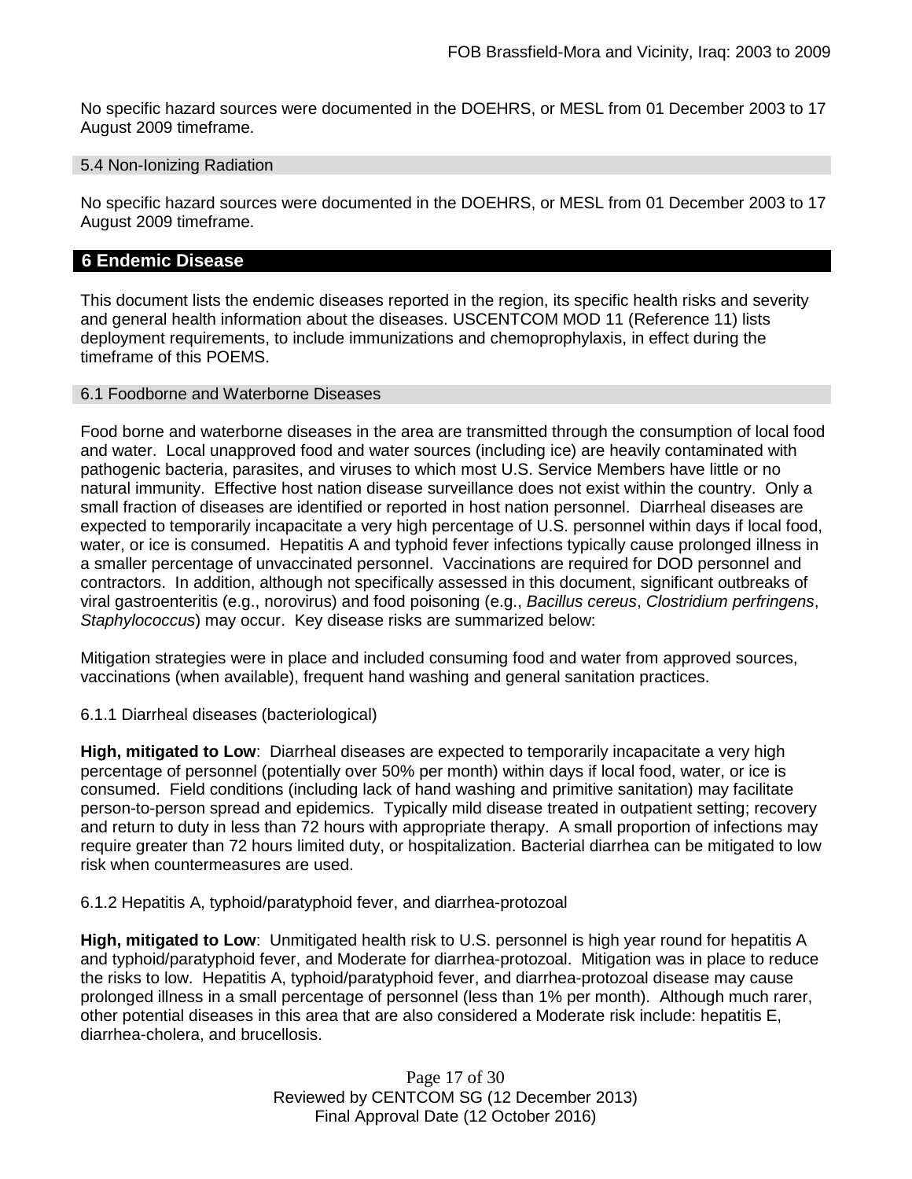No specific hazard sources were documented in the DOEHRS, or MESL from 01 December 2003 to 17 August 2009 timeframe.

### 5.4 Non-Ionizing Radiation

No specific hazard sources were documented in the DOEHRS, or MESL from 01 December 2003 to 17 August 2009 timeframe.

## 6 Endemic Disease

This document lists the endemic diseases reported in the region, its specific health risks and severity and general health information about the diseases. USCENTCOM MOD 11 (Reference 11) lists deployment requirements, to include immunizations and chemoprophylaxis, in effect during the timeframe of this POEMS.

### 6.1 Foodborne and Waterborne Diseases

Food borne and waterborne diseases in the area are transmitted through the consumption of local food and water. Local unapproved food and water sources (including ice) are heavily contaminated with pathogenic bacteria, parasites, and viruses to which most U.S. Service Members have little or no natural immunity. Effective host nation disease surveillance does not exist within the country. Only a small fraction of diseases are identified or reported in host nation personnel. Diarrheal diseases are expected to temporarily incapacitate a very high percentage of U.S. personnel within days if local food, water, or ice is consumed. Hepatitis A and typhoid fever infections typically cause prolonged illness in a smaller percentage of unvaccinated personnel. Vaccinations are required for DOD personnel and contractors. In addition, although not specifically assessed in this document, significant outbreaks of viral gastroenteritis (e.g., norovirus) and food poisoning (e.g., *Bacillus cereus*, *Clostridium perfringens*, *Staphylococcus*) may occur. Key disease risks are summarized below:

Mitigation strategies were in place and included consuming food and water from approved sources, vaccinations (when available), frequent hand washing and general sanitation practices.

#### 6.1.1 Diarrheal diseases (bacteriological)

**High, mitigated to Low**: Diarrheal diseases are expected to temporarily incapacitate a very high percentage of personnel (potentially over 50% per month) within days if local food, water, or ice is consumed. Field conditions (including lack of hand washing and primitive sanitation) may facilitate person-to-person spread and epidemics. Typically mild disease treated in outpatient setting; recovery and return to duty in less than 72 hours with appropriate therapy. A small proportion of infections may require greater than 72 hours limited duty, or hospitalization. Bacterial diarrhea can be mitigated to low risk when countermeasures are used.

#### 6.1.2 Hepatitis A, typhoid/paratyphoid fever, and diarrhea-protozoal

**High, mitigated to Low**: Unmitigated health risk to U.S. personnel is high year round for hepatitis A and typhoid/paratyphoid fever, and Moderate for diarrhea-protozoal. Mitigation was in place to reduce the risks to low. Hepatitis A, typhoid/paratyphoid fever, and diarrhea-protozoal disease may cause prolonged illness in a small percentage of personnel (less than 1% per month). Although much rarer, other potential diseases in this area that are also considered a Moderate risk include: hepatitis E, diarrhea-cholera, and brucellosis.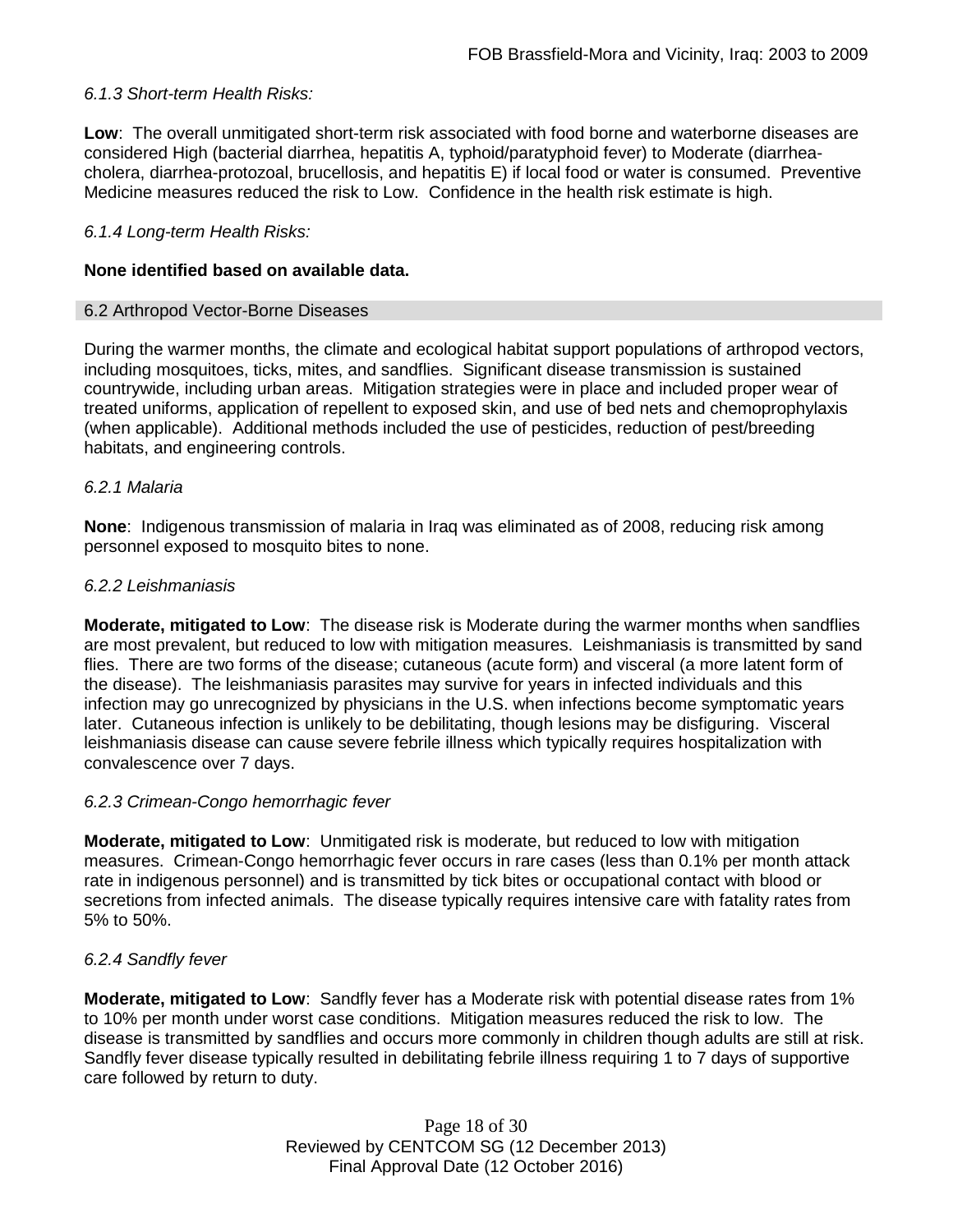*6.1.3 Short-term Health Risks:*

**Low**: The overall unmitigated short-term risk associated with food borne and waterborne diseases are considered High (bacterial diarrhea, hepatitis A, typhoid/paratyphoid fever) to Moderate (diarrhea-cholera, diarrhea-protozoal, brucellosis, and hepatitis E) if local food or water is consumed. Preventive Medicine measures reduced the risk to Low. Confidence in the health risk estimate is high.

*6.1.4 Long-term Health Risks:*

**None identified based on available data.**

## 6.2 Arthropod Vector-Borne Diseases

During the warmer months, the climate and ecological habitat support populations of arthropod vectors, including mosquitoes, ticks, mites, and sandflies. Significant disease transmission is sustained countrywide, including urban areas. Mitigation strategies were in place and included proper wear of treated uniforms, application of repellent to exposed skin, and use of bed nets and chemoprophylaxis (when applicable). Additional methods included the use of pesticides, reduction of pest/breeding habitats, and engineering controls.

*6.2.1 Malaria*

**None**: Indigenous transmission of malaria in Iraq was eliminated as of 2008, reducing risk among personnel exposed to mosquito bites to none.

*6.2.2 Leishmaniasis*

**Moderate, mitigated to Low**: The disease risk is Moderate during the warmer months when sandflies are most prevalent, but reduced to low with mitigation measures. Leishmaniasis is transmitted by sand flies. There are two forms of the disease; cutaneous (acute form) and visceral (a more latent form of the disease). The leishmaniasis parasites may survive for years in infected individuals and this infection may go unrecognized by physicians in the U.S. when infections become symptomatic years later. Cutaneous infection is unlikely to be debilitating, though lesions may be disfiguring. Visceral leishmaniasis disease can cause severe febrile illness which typically requires hospitalization with convalescence over 7 days.

*6.2.3 Crimean-Congo hemorrhagic fever*

**Moderate, mitigated to Low**: Unmitigated risk is moderate, but reduced to low with mitigation measures. Crimean-Congo hemorrhagic fever occurs in rare cases (less than 0.1% per month attack rate in indigenous personnel) and is transmitted by tick bites or occupational contact with blood or secretions from infected animals. The disease typically requires intensive care with fatality rates from 5% to 50%.

*6.2.4 Sandfly fever*

**Moderate, mitigated to Low**: Sandfly fever has a Moderate risk with potential disease rates from 1% to 10% per month under worst case conditions. Mitigation measures reduced the risk to low. The disease is transmitted by sandflies and occurs more commonly in children though adults are still at risk. Sandfly fever disease typically resulted in debilitating febrile illness requiring 1 to 7 days of supportive care followed by return to duty.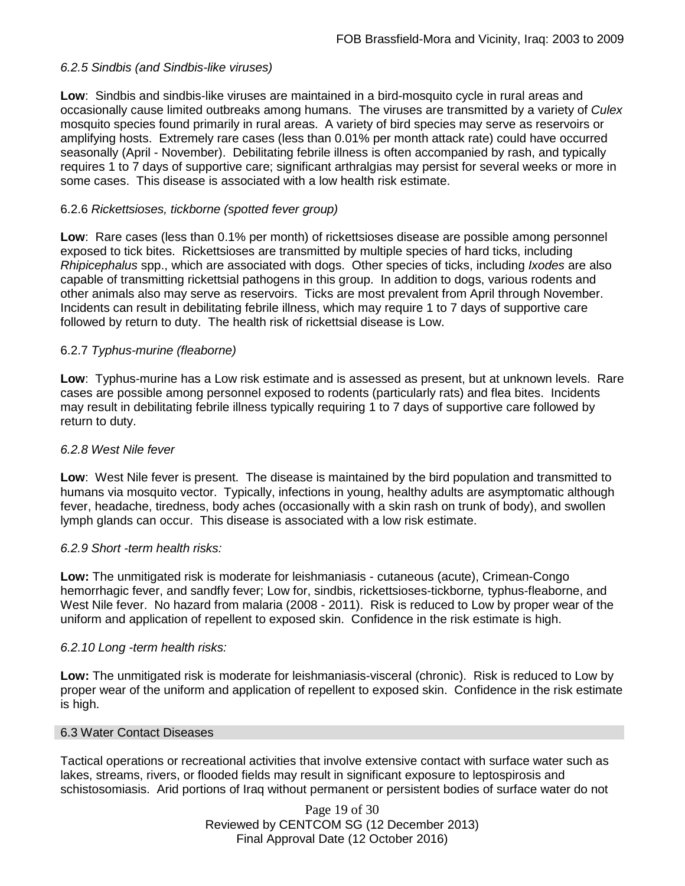#### *6.2.5 Sindbis (and Sindbis-like viruses)*

**Low**: Sindbis and sindbis-like viruses are maintained in a bird-mosquito cycle in rural areas and occasionally cause limited outbreaks among humans. The viruses are transmitted by a variety of *Culex* mosquito species found primarily in rural areas. A variety of bird species may serve as reservoirs or amplifying hosts. Extremely rare cases (less than 0.01% per month attack rate) could have occurred seasonally (April - November). Debilitating febrile illness is often accompanied by rash, and typically requires 1 to 7 days of supportive care; significant arthralgias may persist for several weeks or more in some cases. This disease is associated with a low health risk estimate.

#### 6.2.6 *Rickettsioses, tickborne (spotted fever group)*

**Low**: Rare cases (less than 0.1% per month) of rickettsioses disease are possible among personnel exposed to tick bites. Rickettsioses are transmitted by multiple species of hard ticks, including *Rhipicephalus* spp., which are associated with dogs. Other species of ticks, including *Ixodes* are also capable of transmitting rickettsial pathogens in this group. In addition to dogs, various rodents and other animals also may serve as reservoirs. Ticks are most prevalent from April through November. Incidents can result in debilitating febrile illness, which may require 1 to 7 days of supportive care followed by return to duty. The health risk of rickettsial disease is Low.

#### 6.2.7 *Typhus-murine (fleaborne)*

**Low**: Typhus-murine has a Low risk estimate and is assessed as present, but at unknown levels. Rare cases are possible among personnel exposed to rodents (particularly rats) and flea bites. Incidents may result in debilitating febrile illness typically requiring 1 to 7 days of supportive care followed by return to duty.

#### *6.2.8 West Nile fever*

**Low**: West Nile fever is present. The disease is maintained by the bird population and transmitted to humans via mosquito vector. Typically, infections in young, healthy adults are asymptomatic although fever, headache, tiredness, body aches (occasionally with a skin rash on trunk of body), and swollen lymph glands can occur. This disease is associated with a low risk estimate.

#### *6.2.9 Short -term health risks:*

**Low:** The unmitigated risk is moderate for leishmaniasis - cutaneous (acute), Crimean-Congo hemorrhagic fever, and sandfly fever; Low for, sindbis, rickettsioses-tickborne*,* typhus-fleaborne, and West Nile fever. No hazard from malaria (2008 - 2011). Risk is reduced to Low by proper wear of the uniform and application of repellent to exposed skin. Confidence in the risk estimate is high.

#### *6.2.10 Long -term health risks:*

**Low:** The unmitigated risk is moderate for leishmaniasis-visceral (chronic). Risk is reduced to Low by proper wear of the uniform and application of repellent to exposed skin. Confidence in the risk estimate is high.

### 6.3 Water Contact Diseases

Tactical operations or recreational activities that involve extensive contact with surface water such as lakes, streams, rivers, or flooded fields may result in significant exposure to leptospirosis and schistosomiasis. Arid portions of Iraq without permanent or persistent bodies of surface water do not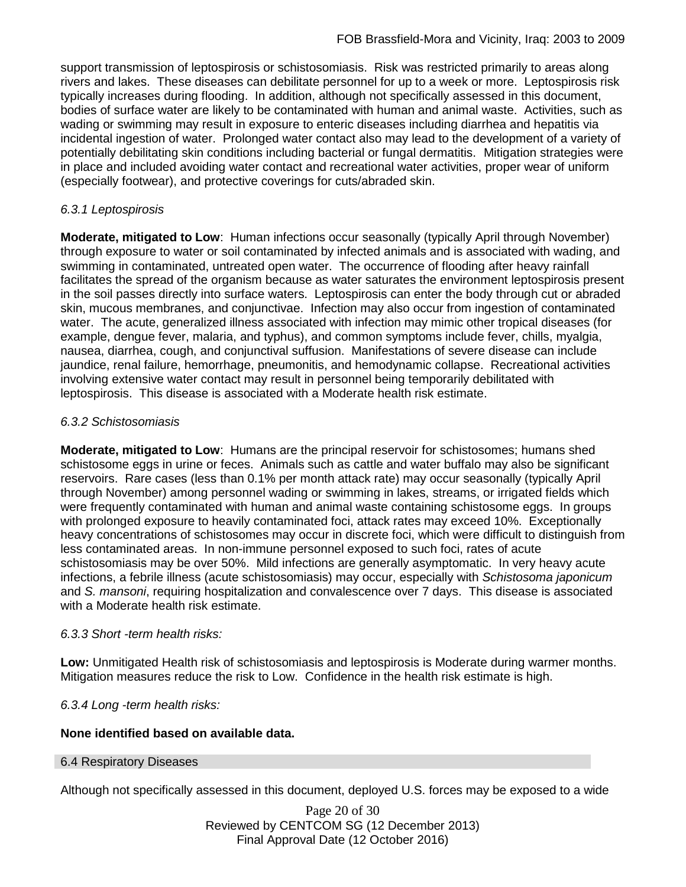support transmission of leptospirosis or schistosomiasis. Risk was restricted primarily to areas along rivers and lakes. These diseases can debilitate personnel for up to a week or more. Leptospirosis risk typically increases during flooding. In addition, although not specifically assessed in this document, bodies of surface water are likely to be contaminated with human and animal waste. Activities, such as wading or swimming may result in exposure to enteric diseases including diarrhea and hepatitis via incidental ingestion of water. Prolonged water contact also may lead to the development of a variety of potentially debilitating skin conditions including bacterial or fungal dermatitis. Mitigation strategies were in place and included avoiding water contact and recreational water activities, proper wear of uniform (especially footwear), and protective coverings for cuts/abraded skin.

*6.3.1 Leptospirosis*

**Moderate, mitigated to Low**: Human infections occur seasonally (typically April through November) through exposure to water or soil contaminated by infected animals and is associated with wading, and swimming in contaminated, untreated open water. The occurrence of flooding after heavy rainfall facilitates the spread of the organism because as water saturates the environment leptospirosis present in the soil passes directly into surface waters. Leptospirosis can enter the body through cut or abraded skin, mucous membranes, and conjunctivae. Infection may also occur from ingestion of contaminated water. The acute, generalized illness associated with infection may mimic other tropical diseases (for example, dengue fever, malaria, and typhus), and common symptoms include fever, chills, myalgia, nausea, diarrhea, cough, and conjunctival suffusion. Manifestations of severe disease can include jaundice, renal failure, hemorrhage, pneumonitis, and hemodynamic collapse. Recreational activities involving extensive water contact may result in personnel being temporarily debilitated with leptospirosis. This disease is associated with a Moderate health risk estimate.

*6.3.2 Schistosomiasis*

**Moderate, mitigated to Low**: Humans are the principal reservoir for schistosomes; humans shed schistosome eggs in urine or feces. Animals such as cattle and water buffalo may also be significant reservoirs. Rare cases (less than 0.1% per month attack rate) may occur seasonally (typically April through November) among personnel wading or swimming in lakes, streams, or irrigated fields which were frequently contaminated with human and animal waste containing schistosome eggs. In groups with prolonged exposure to heavily contaminated foci, attack rates may exceed 10%. Exceptionally heavy concentrations of schistosomes may occur in discrete foci, which were difficult to distinguish from less contaminated areas. In non-immune personnel exposed to such foci, rates of acute schistosomiasis may be over 50%. Mild infections are generally asymptomatic. In very heavy acute infections, a febrile illness (acute schistosomiasis) may occur, especially with *Schistosoma japonicum* and *S. mansoni*, requiring hospitalization and convalescence over 7 days. This disease is associated with a Moderate health risk estimate.

*6.3.3 Short -term health risks:*

**Low:** Unmitigated Health risk of schistosomiasis and leptospirosis is Moderate during warmer months. Mitigation measures reduce the risk to Low. Confidence in the health risk estimate is high.

*6.3.4 Long -term health risks:*

**None identified based on available data.**

## 6.4 Respiratory Diseases

Although not specifically assessed in this document, deployed U.S. forces may be exposed to a wide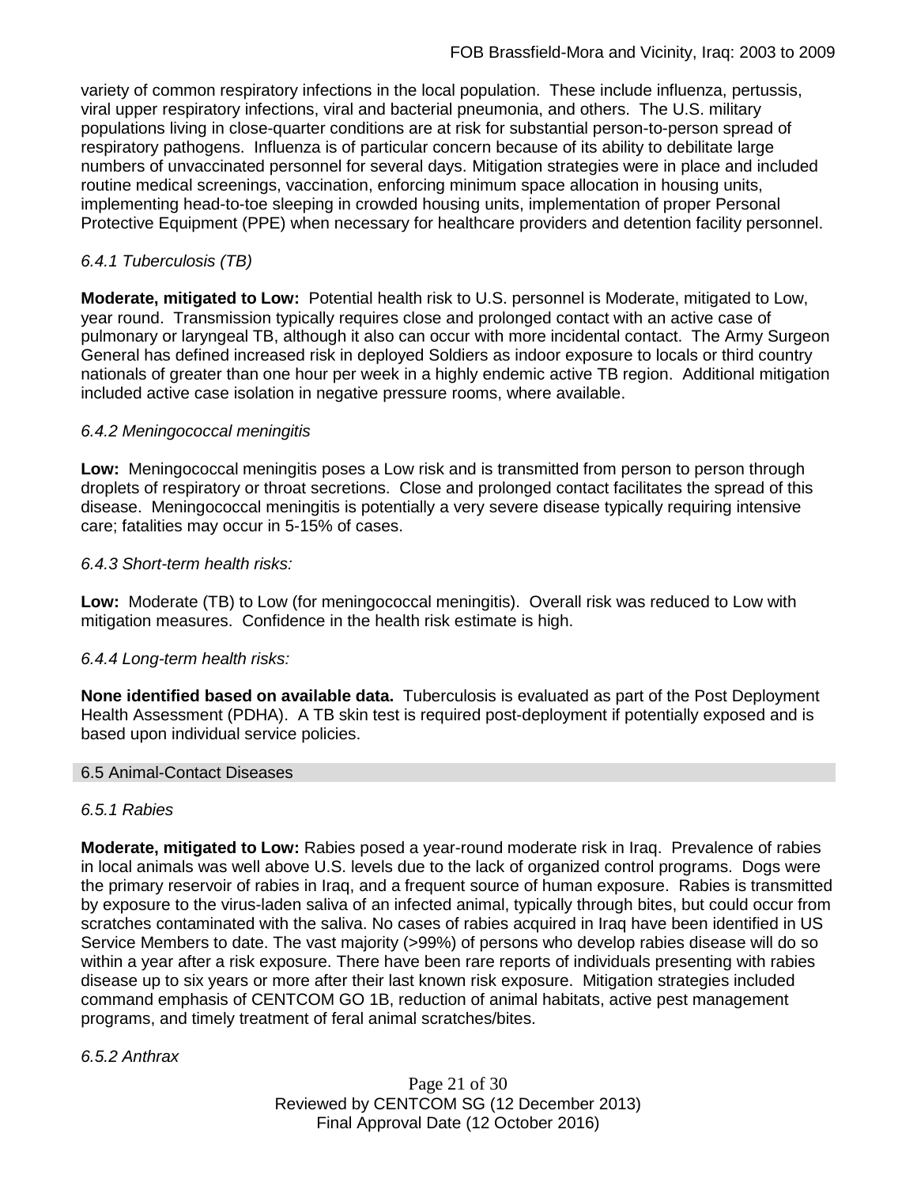variety of common respiratory infections in the local population. These include influenza, pertussis, viral upper respiratory infections, viral and bacterial pneumonia, and others. The U.S. military populations living in close-quarter conditions are at risk for substantial person-to-person spread of respiratory pathogens. Influenza is of particular concern because of its ability to debilitate large numbers of unvaccinated personnel for several days. Mitigation strategies were in place and included routine medical screenings, vaccination, enforcing minimum space allocation in housing units, implementing head-to-toe sleeping in crowded housing units, implementation of proper Personal Protective Equipment (PPE) when necessary for healthcare providers and detention facility personnel.

### *6.4.1 Tuberculosis (TB)*

**Moderate, mitigated to Low:** Potential health risk to U.S. personnel is Moderate, mitigated to Low, year round. Transmission typically requires close and prolonged contact with an active case of pulmonary or laryngeal TB, although it also can occur with more incidental contact. The Army Surgeon General has defined increased risk in deployed Soldiers as indoor exposure to locals or third country nationals of greater than one hour per week in a highly endemic active TB region. Additional mitigation included active case isolation in negative pressure rooms, where available.

### *6.4.2 Meningococcal meningitis*

**Low:** Meningococcal meningitis poses a Low risk and is transmitted from person to person through droplets of respiratory or throat secretions. Close and prolonged contact facilitates the spread of this disease. Meningococcal meningitis is potentially a very severe disease typically requiring intensive care; fatalities may occur in 5-15% of cases.

### *6.4.3 Short-term health risks:*

**Low:** Moderate (TB) to Low (for meningococcal meningitis). Overall risk was reduced to Low with mitigation measures. Confidence in the health risk estimate is high.

### *6.4.4 Long-term health risks:*

**None identified based on available data.** Tuberculosis is evaluated as part of the Post Deployment Health Assessment (PDHA). A TB skin test is required post-deployment if potentially exposed and is based upon individual service policies.

## 6.5 Animal-Contact Diseases

### *6.5.1 Rabies*

**Moderate, mitigated to Low:** Rabies posed a year-round moderate risk in Iraq. Prevalence of rabies in local animals was well above U.S. levels due to the lack of organized control programs. Dogs were the primary reservoir of rabies in Iraq, and a frequent source of human exposure. Rabies is transmitted by exposure to the virus-laden saliva of an infected animal, typically through bites, but could occur from scratches contaminated with the saliva. No cases of rabies acquired in Iraq have been identified in US Service Members to date. The vast majority (>99%) of persons who develop rabies disease will do so within a year after a risk exposure. There have been rare reports of individuals presenting with rabies disease up to six years or more after their last known risk exposure. Mitigation strategies included command emphasis of CENTCOM GO 1B, reduction of animal habitats, active pest management programs, and timely treatment of feral animal scratches/bites.

### *6.5.2 Anthrax*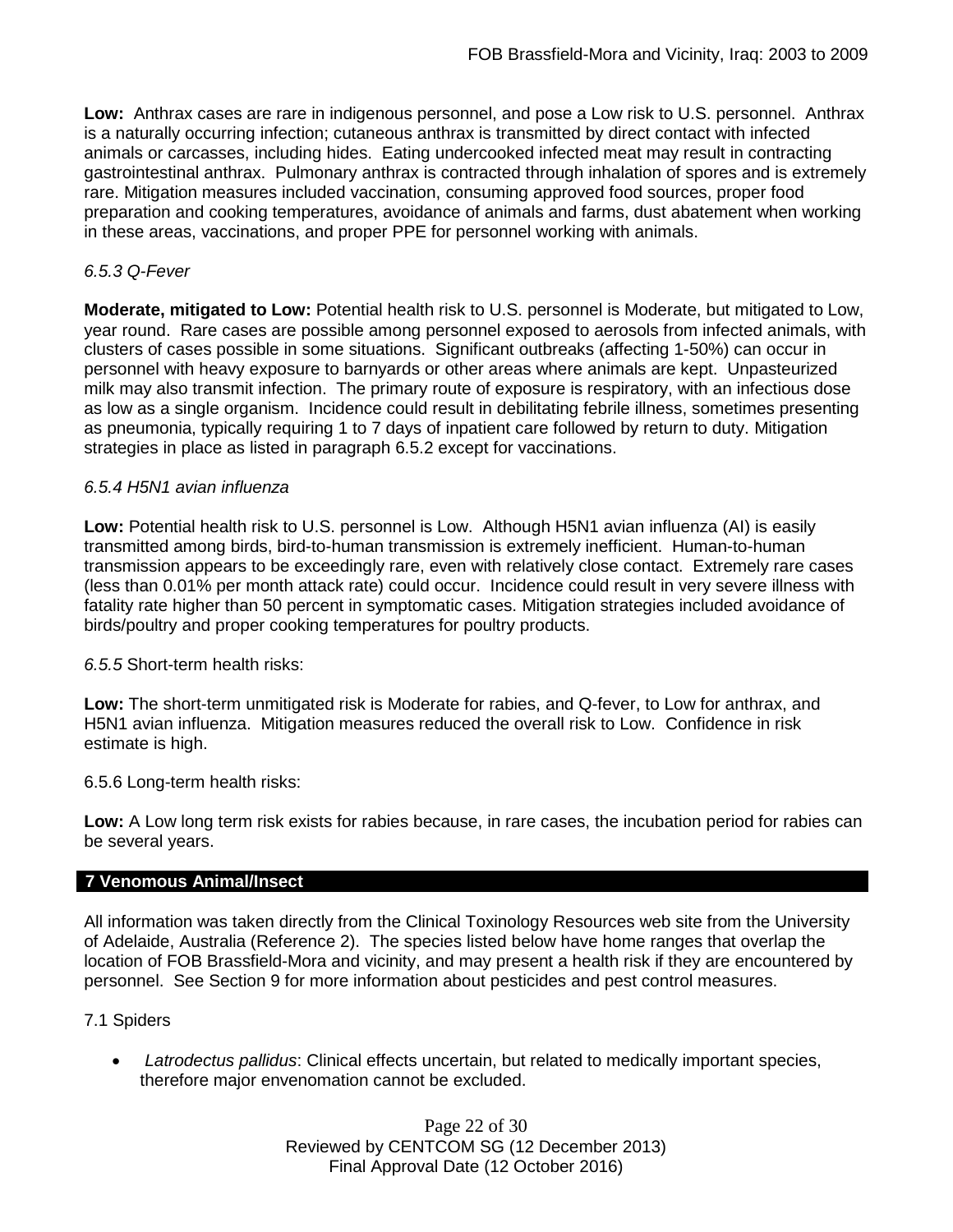**Low:** Anthrax cases are rare in indigenous personnel, and pose a Low risk to U.S. personnel. Anthrax is a naturally occurring infection; cutaneous anthrax is transmitted by direct contact with infected animals or carcasses, including hides. Eating undercooked infected meat may result in contracting gastrointestinal anthrax. Pulmonary anthrax is contracted through inhalation of spores and is extremely rare. Mitigation measures included vaccination, consuming approved food sources, proper food preparation and cooking temperatures, avoidance of animals and farms, dust abatement when working in these areas, vaccinations, and proper PPE for personnel working with animals.

*6.5.3 Q-Fever*

**Moderate, mitigated to Low:** Potential health risk to U.S. personnel is Moderate, but mitigated to Low, year round. Rare cases are possible among personnel exposed to aerosols from infected animals, with clusters of cases possible in some situations. Significant outbreaks (affecting 1-50%) can occur in personnel with heavy exposure to barnyards or other areas where animals are kept. Unpasteurized milk may also transmit infection. The primary route of exposure is respiratory, with an infectious dose as low as a single organism. Incidence could result in debilitating febrile illness, sometimes presenting as pneumonia, typically requiring 1 to 7 days of inpatient care followed by return to duty. Mitigation strategies in place as listed in paragraph 6.5.2 except for vaccinations.

*6.5.4 H5N1 avian influenza*

**Low:** Potential health risk to U.S. personnel is Low. Although H5N1 avian influenza (AI) is easily transmitted among birds, bird-to-human transmission is extremely inefficient. Human-to-human transmission appears to be exceedingly rare, even with relatively close contact. Extremely rare cases (less than 0.01% per month attack rate) could occur. Incidence could result in very severe illness with fatality rate higher than 50 percent in symptomatic cases. Mitigation strategies included avoidance of birds/poultry and proper cooking temperatures for poultry products.

*6.5.5* Short-term health risks:

**Low:** The short-term unmitigated risk is Moderate for rabies, and Q-fever, to Low for anthrax, and H5N1 avian influenza. Mitigation measures reduced the overall risk to Low. Confidence in risk estimate is high.

6.5.6 Long-term health risks:

**Low:** A Low long term risk exists for rabies because, in rare cases, the incubation period for rabies can be several years.

## 7 Venomous Animal/Insect

All information was taken directly from the Clinical Toxinology Resources web site from the University of Adelaide, Australia (Reference 2). The species listed below have home ranges that overlap the location of FOB Brassfield-Mora and vicinity, and may present a health risk if they are encountered by personnel. See Section 9 for more information about pesticides and pest control measures.

7.1 Spiders

- *Latrodectus pallidus*: Clinical effects uncertain, but related to medically important species, therefore major envenomation cannot be excluded.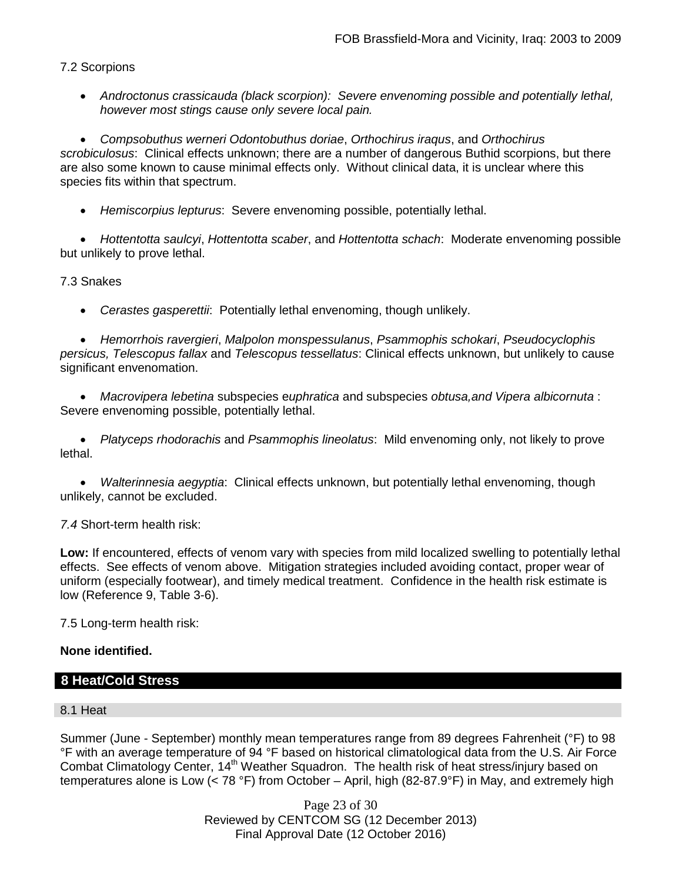7.2 Scorpions

- *Androctonus crassicauda (black scorpion): Severe envenoming possible and potentially lethal, however most stings cause only severe local pain.*

- *Compsobuthus werneri Odontobuthus doriae*, *Orthochirus iraqus*, and *Orthochirus scrobiculosus*: Clinical effects unknown; there are a number of dangerous Buthid scorpions, but there are also some known to cause minimal effects only. Without clinical data, it is unclear where this species fits within that spectrum.

- *Hemiscorpius lepturus*: Severe envenoming possible, potentially lethal.

- *Hottentotta saulcyi*, *Hottentotta scaber*, and *Hottentotta schach*: Moderate envenoming possible but unlikely to prove lethal.

7.3 Snakes

- *Cerastes gasperettii*: Potentially lethal envenoming, though unlikely.

- *Hemorrhois ravergieri*, *Malpolon monspessulanus*, *Psammophis schokari*, *Pseudocyclophis persicus, Telescopus fallax* and *Telescopus tessellatus*: Clinical effects unknown, but unlikely to cause significant envenomation.

- *Macrovipera lebetina* subspecies e*uphratica* and subspecies *obtusa,and Vipera albicornuta* : Severe envenoming possible, potentially lethal.

- *Platyceps rhodorachis* and *Psammophis lineolatus*: Mild envenoming only, not likely to prove lethal.

- *Walterinnesia aegyptia*: Clinical effects unknown, but potentially lethal envenoming, though unlikely, cannot be excluded.

*7.4* Short-term health risk:

**Low:** If encountered, effects of venom vary with species from mild localized swelling to potentially lethal effects. See effects of venom above. Mitigation strategies included avoiding contact, proper wear of uniform (especially footwear), and timely medical treatment. Confidence in the health risk estimate is low (Reference 9, Table 3-6).

7.5 Long-term health risk:

**None identified.**

## 8 Heat/Cold Stress

### 8.1 Heat

Summer (June - September) monthly mean temperatures range from 89 degrees Fahrenheit (°F) to 98 °F with an average temperature of 94 °F based on historical climatological data from the U.S. Air Force Combat Climatology Center, 14th Weather Squadron. The health risk of heat stress/injury based on temperatures alone is Low (< 78 °F) from October – April, high (82-87.9°F) in May, and extremely high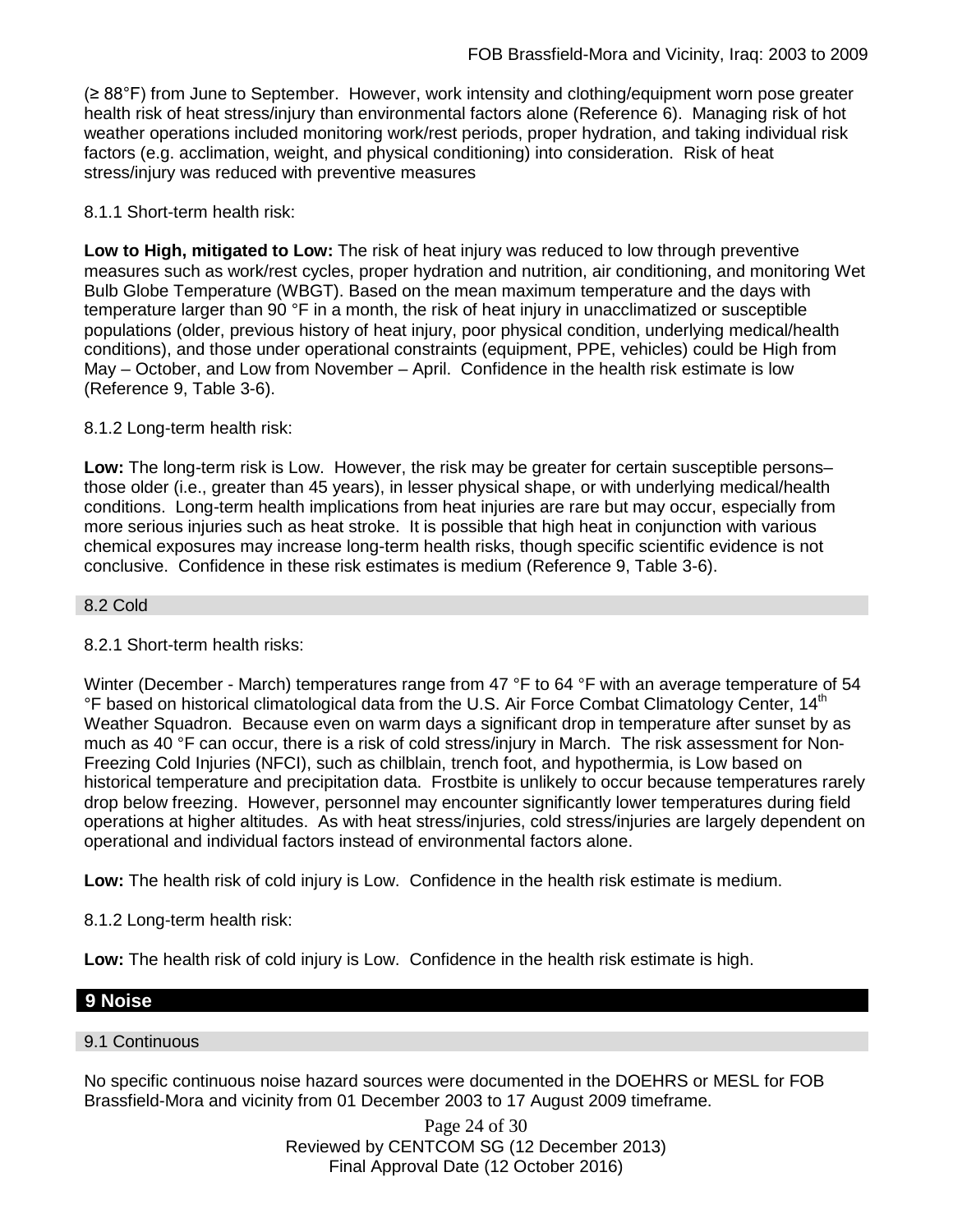(≥ 88°F) from June to September. However, work intensity and clothing/equipment worn pose greater health risk of heat stress/injury than environmental factors alone (Reference 6). Managing risk of hot weather operations included monitoring work/rest periods, proper hydration, and taking individual risk factors (e.g. acclimation, weight, and physical conditioning) into consideration. Risk of heat stress/injury was reduced with preventive measures

8.1.1 Short-term health risk:

**Low to High, mitigated to Low:** The risk of heat injury was reduced to low through preventive measures such as work/rest cycles, proper hydration and nutrition, air conditioning, and monitoring Wet Bulb Globe Temperature (WBGT). Based on the mean maximum temperature and the days with temperature larger than 90 °F in a month, the risk of heat injury in unacclimatized or susceptible populations (older, previous history of heat injury, poor physical condition, underlying medical/health conditions), and those under operational constraints (equipment, PPE, vehicles) could be High from May – October, and Low from November – April. Confidence in the health risk estimate is low (Reference 9, Table 3-6).

8.1.2 Long-term health risk:

**Low:** The long-term risk is Low. However, the risk may be greater for certain susceptible persons– those older (i.e., greater than 45 years), in lesser physical shape, or with underlying medical/health conditions. Long-term health implications from heat injuries are rare but may occur, especially from more serious injuries such as heat stroke. It is possible that high heat in conjunction with various chemical exposures may increase long-term health risks, though specific scientific evidence is not conclusive. Confidence in these risk estimates is medium (Reference 9, Table 3-6).

### 8.2 Cold

8.2.1 Short-term health risks:

Winter (December - March) temperatures range from 47 °F to 64 °F with an average temperature of 54 °F based on historical climatological data from the U.S. Air Force Combat Climatology Center, 14th Weather Squadron. Because even on warm days a significant drop in temperature after sunset by as much as 40 °F can occur, there is a risk of cold stress/injury in March. The risk assessment for Non-Freezing Cold Injuries (NFCI), such as chilblain, trench foot, and hypothermia, is Low based on historical temperature and precipitation data. Frostbite is unlikely to occur because temperatures rarely drop below freezing. However, personnel may encounter significantly lower temperatures during field operations at higher altitudes. As with heat stress/injuries, cold stress/injuries are largely dependent on operational and individual factors instead of environmental factors alone.

**Low:** The health risk of cold injury is Low. Confidence in the health risk estimate is medium.

8.1.2 Long-term health risk:

**Low:** The health risk of cold injury is Low. Confidence in the health risk estimate is high.

## 9 Noise

### 9.1 Continuous

No specific continuous noise hazard sources were documented in the DOEHRS or MESL for FOB Brassfield-Mora and vicinity from 01 December 2003 to 17 August 2009 timeframe.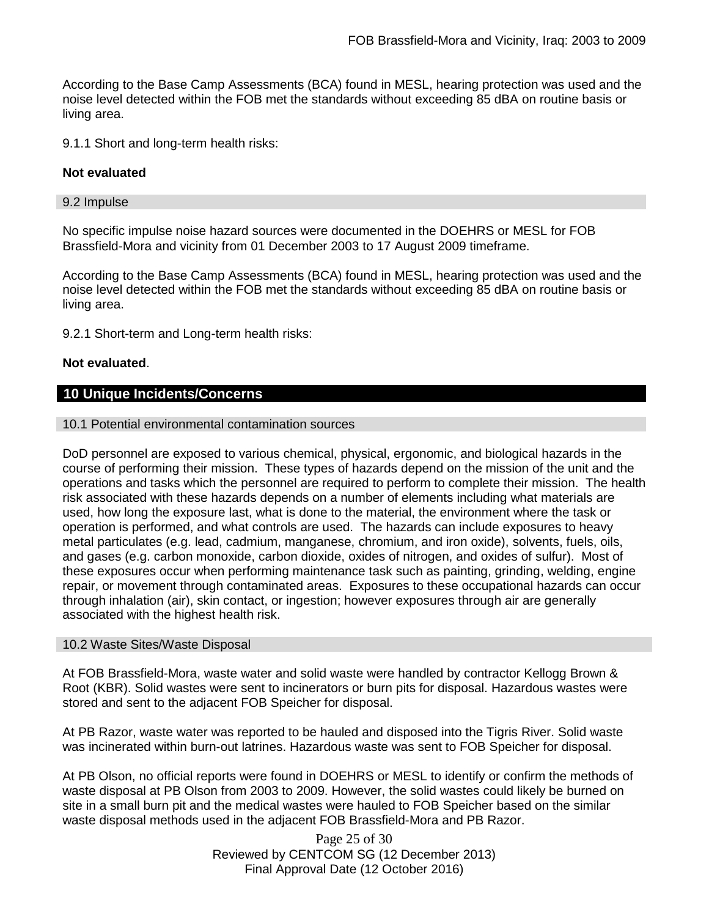According to the Base Camp Assessments (BCA) found in MESL, hearing protection was used and the noise level detected within the FOB met the standards without exceeding 85 dBA on routine basis or living area.

9.1.1 Short and long-term health risks:

**Not evaluated**

### 9.2 Impulse

No specific impulse noise hazard sources were documented in the DOEHRS or MESL for FOB Brassfield-Mora and vicinity from 01 December 2003 to 17 August 2009 timeframe.

According to the Base Camp Assessments (BCA) found in MESL, hearing protection was used and the noise level detected within the FOB met the standards without exceeding 85 dBA on routine basis or living area.

9.2.1 Short-term and Long-term health risks:

**Not evaluated**.

## 10 Unique Incidents/Concerns

### 10.1 Potential environmental contamination sources

DoD personnel are exposed to various chemical, physical, ergonomic, and biological hazards in the course of performing their mission. These types of hazards depend on the mission of the unit and the operations and tasks which the personnel are required to perform to complete their mission. The health risk associated with these hazards depends on a number of elements including what materials are used, how long the exposure last, what is done to the material, the environment where the task or operation is performed, and what controls are used. The hazards can include exposures to heavy metal particulates (e.g. lead, cadmium, manganese, chromium, and iron oxide), solvents, fuels, oils, and gases (e.g. carbon monoxide, carbon dioxide, oxides of nitrogen, and oxides of sulfur). Most of these exposures occur when performing maintenance task such as painting, grinding, welding, engine repair, or movement through contaminated areas. Exposures to these occupational hazards can occur through inhalation (air), skin contact, or ingestion; however exposures through air are generally associated with the highest health risk.

### 10.2 Waste Sites/Waste Disposal

At FOB Brassfield-Mora, waste water and solid waste were handled by contractor Kellogg Brown & Root (KBR). Solid wastes were sent to incinerators or burn pits for disposal. Hazardous wastes were stored and sent to the adjacent FOB Speicher for disposal.

At PB Razor, waste water was reported to be hauled and disposed into the Tigris River. Solid waste was incinerated within burn-out latrines. Hazardous waste was sent to FOB Speicher for disposal.

At PB Olson, no official reports were found in DOEHRS or MESL to identify or confirm the methods of waste disposal at PB Olson from 2003 to 2009. However, the solid wastes could likely be burned on site in a small burn pit and the medical wastes were hauled to FOB Speicher based on the similar waste disposal methods used in the adjacent FOB Brassfield-Mora and PB Razor.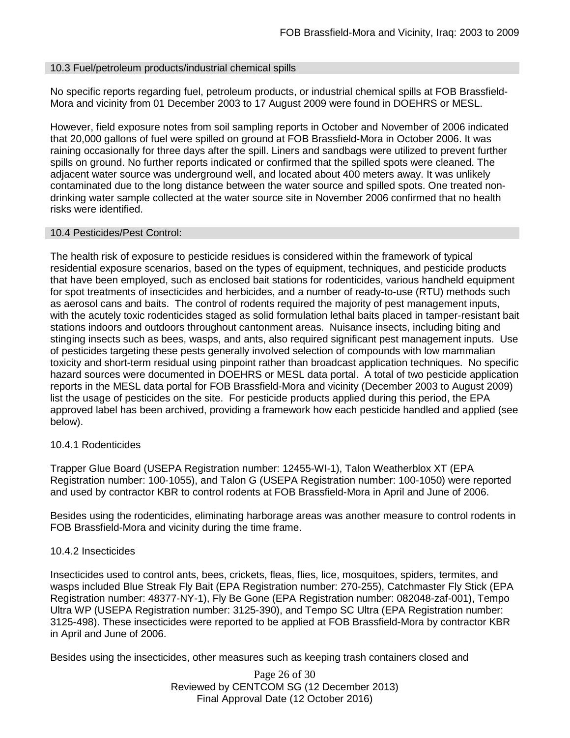### 10.3 Fuel/petroleum products/industrial chemical spills

No specific reports regarding fuel, petroleum products, or industrial chemical spills at FOB Brassfield-Mora and vicinity from 01 December 2003 to 17 August 2009 were found in DOEHRS or MESL.

However, field exposure notes from soil sampling reports in October and November of 2006 indicated that 20,000 gallons of fuel were spilled on ground at FOB Brassfield-Mora in October 2006. It was raining occasionally for three days after the spill. Liners and sandbags were utilized to prevent further spills on ground. No further reports indicated or confirmed that the spilled spots were cleaned. The adjacent water source was underground well, and located about 400 meters away. It was unlikely contaminated due to the long distance between the water source and spilled spots. One treated non-drinking water sample collected at the water source site in November 2006 confirmed that no health risks were identified.

### 10.4 Pesticides/Pest Control:

The health risk of exposure to pesticide residues is considered within the framework of typical residential exposure scenarios, based on the types of equipment, techniques, and pesticide products that have been employed, such as enclosed bait stations for rodenticides, various handheld equipment for spot treatments of insecticides and herbicides, and a number of ready-to-use (RTU) methods such as aerosol cans and baits. The control of rodents required the majority of pest management inputs, with the acutely toxic rodenticides staged as solid formulation lethal baits placed in tamper-resistant bait stations indoors and outdoors throughout cantonment areas. Nuisance insects, including biting and stinging insects such as bees, wasps, and ants, also required significant pest management inputs. Use of pesticides targeting these pests generally involved selection of compounds with low mammalian toxicity and short-term residual using pinpoint rather than broadcast application techniques. No specific hazard sources were documented in DOEHRS or MESL data portal. A total of two pesticide application reports in the MESL data portal for FOB Brassfield-Mora and vicinity (December 2003 to August 2009) list the usage of pesticides on the site. For pesticide products applied during this period, the EPA approved label has been archived, providing a framework how each pesticide handled and applied (see below).

#### 10.4.1 Rodenticides

Trapper Glue Board (USEPA Registration number: 12455-WI-1), Talon Weatherblox XT (EPA Registration number: 100-1055), and Talon G (USEPA Registration number: 100-1050) were reported and used by contractor KBR to control rodents at FOB Brassfield-Mora in April and June of 2006.

Besides using the rodenticides, eliminating harborage areas was another measure to control rodents in FOB Brassfield-Mora and vicinity during the time frame.

#### 10.4.2 Insecticides

Insecticides used to control ants, bees, crickets, fleas, flies, lice, mosquitoes, spiders, termites, and wasps included Blue Streak Fly Bait (EPA Registration number: 270-255), Catchmaster Fly Stick (EPA Registration number: 48377-NY-1), Fly Be Gone (EPA Registration number: 082048-zaf-001), Tempo Ultra WP (USEPA Registration number: 3125-390), and Tempo SC Ultra (EPA Registration number: 3125-498). These insecticides were reported to be applied at FOB Brassfield-Mora by contractor KBR in April and June of 2006.

Besides using the insecticides, other measures such as keeping trash containers closed and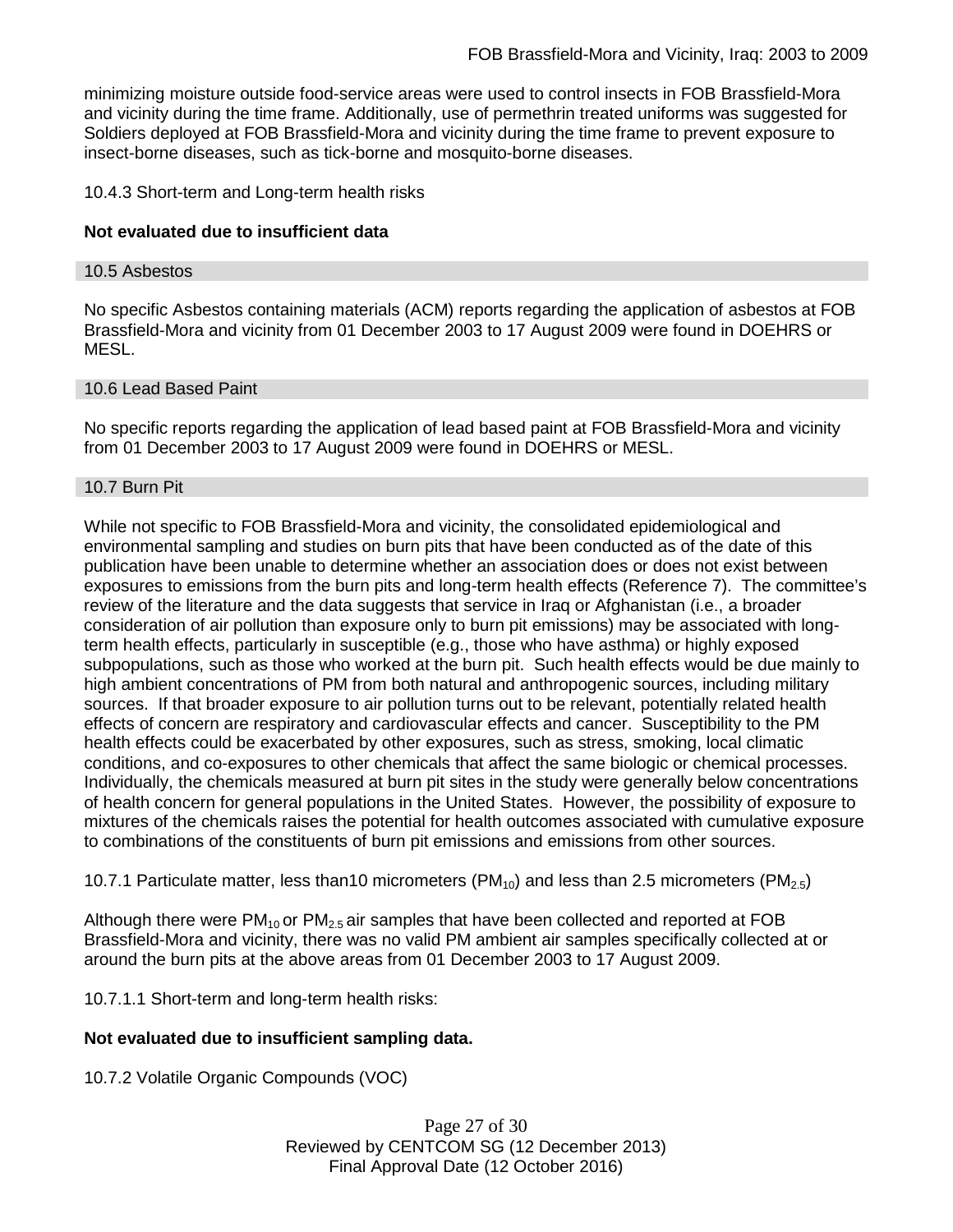minimizing moisture outside food-service areas were used to control insects in FOB Brassfield-Mora and vicinity during the time frame. Additionally, use of permethrin treated uniforms was suggested for Soldiers deployed at FOB Brassfield-Mora and vicinity during the time frame to prevent exposure to insect-borne diseases, such as tick-borne and mosquito-borne diseases.

10.4.3 Short-term and Long-term health risks

**Not evaluated due to insufficient data**

## 10.5 Asbestos

No specific Asbestos containing materials (ACM) reports regarding the application of asbestos at FOB Brassfield-Mora and vicinity from 01 December 2003 to 17 August 2009 were found in DOEHRS or MESL.

## 10.6 Lead Based Paint

No specific reports regarding the application of lead based paint at FOB Brassfield-Mora and vicinity from 01 December 2003 to 17 August 2009 were found in DOEHRS or MESL.

## 10.7 Burn Pit

While not specific to FOB Brassfield-Mora and vicinity, the consolidated epidemiological and environmental sampling and studies on burn pits that have been conducted as of the date of this publication have been unable to determine whether an association does or does not exist between exposures to emissions from the burn pits and long-term health effects (Reference 7). The committee's review of the literature and the data suggests that service in Iraq or Afghanistan (i.e., a broader consideration of air pollution than exposure only to burn pit emissions) may be associated with long-term health effects, particularly in susceptible (e.g., those who have asthma) or highly exposed subpopulations, such as those who worked at the burn pit. Such health effects would be due mainly to high ambient concentrations of PM from both natural and anthropogenic sources, including military sources. If that broader exposure to air pollution turns out to be relevant, potentially related health effects of concern are respiratory and cardiovascular effects and cancer. Susceptibility to the PM health effects could be exacerbated by other exposures, such as stress, smoking, local climatic conditions, and co-exposures to other chemicals that affect the same biologic or chemical processes. Individually, the chemicals measured at burn pit sites in the study were generally below concentrations of health concern for general populations in the United States. However, the possibility of exposure to mixtures of the chemicals raises the potential for health outcomes associated with cumulative exposure to combinations of the constituents of burn pit emissions and emissions from other sources.

10.7.1 Particulate matter, less than10 micrometers ($PM_{10}$) and less than 2.5 micrometers ($PM_{2.5}$)

Although there were $PM_{10}$ or $PM_{2.5}$ air samples that have been collected and reported at FOB Brassfield-Mora and vicinity, there was no valid PM ambient air samples specifically collected at or around the burn pits at the above areas from 01 December 2003 to 17 August 2009.

10.7.1.1 Short-term and long-term health risks:

**Not evaluated due to insufficient sampling data.**

10.7.2 Volatile Organic Compounds (VOC)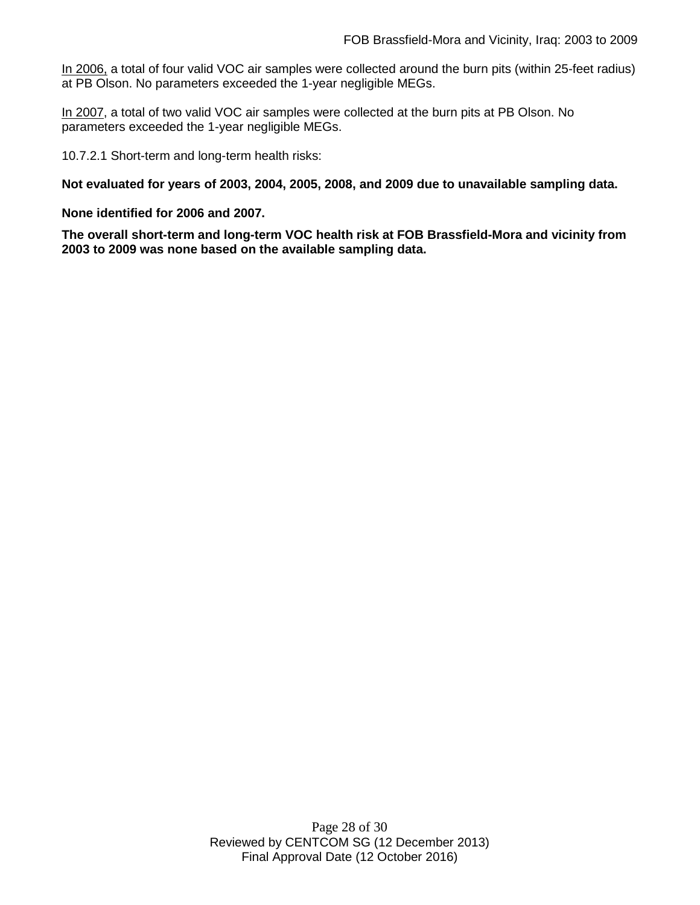In 2006, a total of four valid VOC air samples were collected around the burn pits (within 25-feet radius) at PB Olson. No parameters exceeded the 1-year negligible MEGs.

In 2007, a total of two valid VOC air samples were collected at the burn pits at PB Olson. No parameters exceeded the 1-year negligible MEGs.

10.7.2.1 Short-term and long-term health risks:

**Not evaluated for years of 2003, 2004, 2005, 2008, and 2009 due to unavailable sampling data.**

**None identified for 2006 and 2007.**

**The overall short-term and long-term VOC health risk at FOB Brassfield-Mora and vicinity from 2003 to 2009 was none based on the available sampling data.**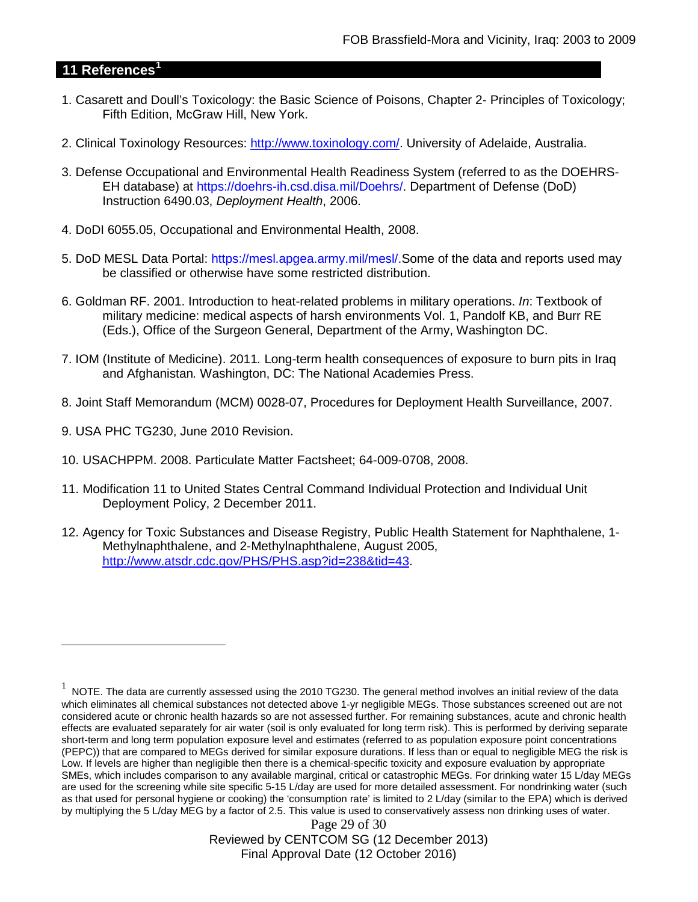## 11 References[1]

1. Casarett and Doull's Toxicology: the Basic Science of Poisons, Chapter 2- Principles of Toxicology; Fifth Edition, McGraw Hill, New York.

2. Clinical Toxinology Resources: http://www.toxinology.com/. University of Adelaide, Australia.

3. Defense Occupational and Environmental Health Readiness System (referred to as the DOEHRS-EH database) at https://doehrs-ih.csd.disa.mil/Doehrs/. Department of Defense (DoD) Instruction 6490.03, *Deployment Health*, 2006.

4. DoDI 6055.05, Occupational and Environmental Health, 2008.

5. DoD MESL Data Portal: https://mesl.apgea.army.mil/mesl/.Some of the data and reports used may be classified or otherwise have some restricted distribution.

6. Goldman RF. 2001. Introduction to heat-related problems in military operations. *In*: Textbook of military medicine: medical aspects of harsh environments Vol. 1, Pandolf KB, and Burr RE (Eds.), Office of the Surgeon General, Department of the Army, Washington DC.

7. IOM (Institute of Medicine). 2011*.* Long-term health consequences of exposure to burn pits in Iraq and Afghanistan*.* Washington, DC: The National Academies Press.

8. Joint Staff Memorandum (MCM) 0028-07, Procedures for Deployment Health Surveillance, 2007.

9. USA PHC TG230, June 2010 Revision.

10. USACHPPM. 2008. Particulate Matter Factsheet; 64-009-0708, 2008.

11. Modification 11 to United States Central Command Individual Protection and Individual Unit Deployment Policy, 2 December 2011.

12. Agency for Toxic Substances and Disease Registry, Public Health Statement for Naphthalene, 1-Methylnaphthalene, and 2-Methylnaphthalene, August 2005, http://www.atsdr.cdc.gov/PHS/PHS.asp?id=238&tid=43.

---

[1] NOTE. The data are currently assessed using the 2010 TG230. The general method involves an initial review of the data which eliminates all chemical substances not detected above 1-yr negligible MEGs. Those substances screened out are not considered acute or chronic health hazards so are not assessed further. For remaining substances, acute and chronic health effects are evaluated separately for air water (soil is only evaluated for long term risk). This is performed by deriving separate short-term and long term population exposure level and estimates (referred to as population exposure point concentrations (PEPC)) that are compared to MEGs derived for similar exposure durations. If less than or equal to negligible MEG the risk is Low. If levels are higher than negligible then there is a chemical-specific toxicity and exposure evaluation by appropriate SMEs, which includes comparison to any available marginal, critical or catastrophic MEGs. For drinking water 15 L/day MEGs are used for the screening while site specific 5-15 L/day are used for more detailed assessment. For nondrinking water (such as that used for personal hygiene or cooking) the 'consumption rate' is limited to 2 L/day (similar to the EPA) which is derived by multiplying the 5 L/day MEG by a factor of 2.5. This value is used to conservatively assess non drinking uses of water.

Reviewed by CENTCOM SG (12 December 2013)
Final Approval Date (12 October 2016)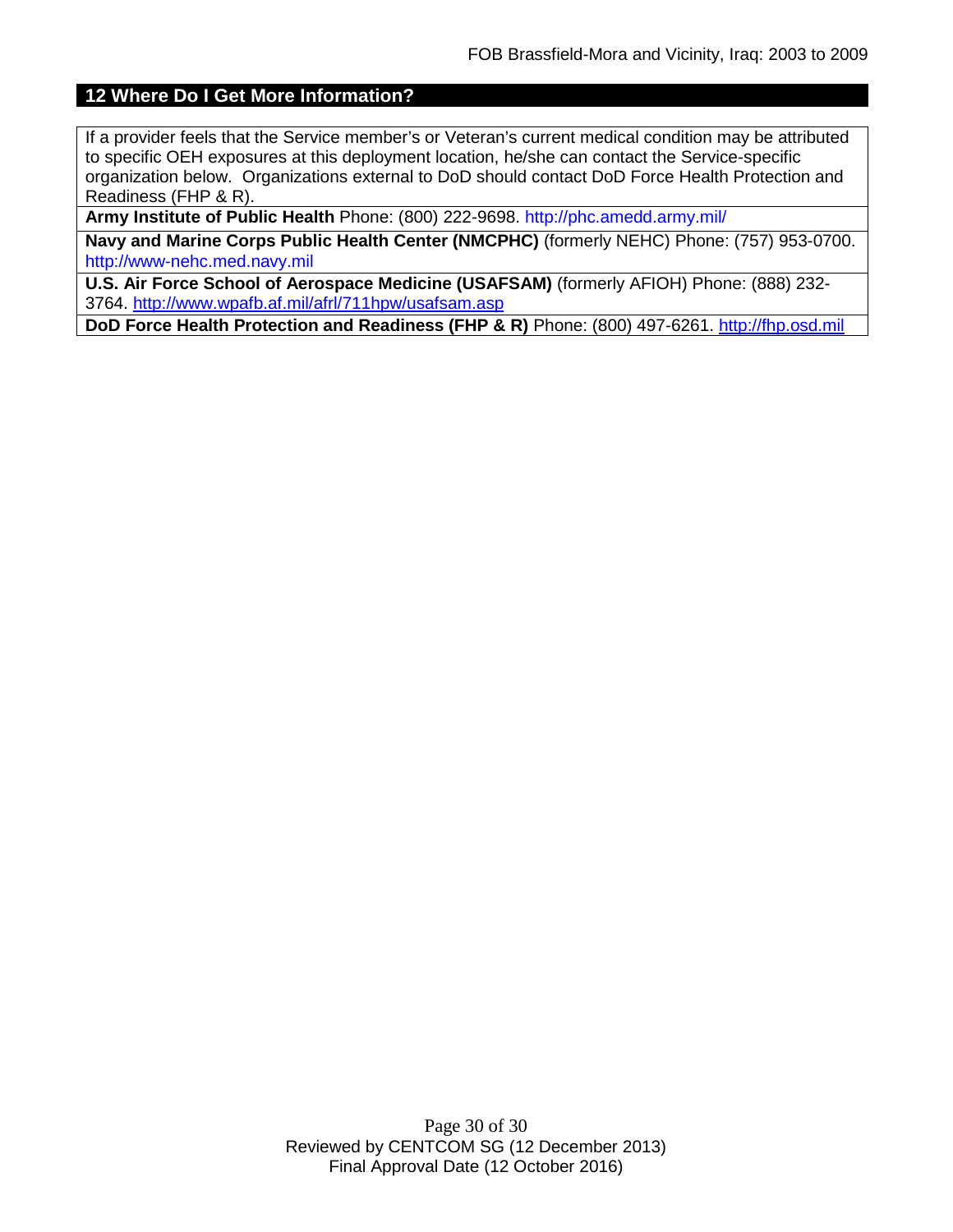## 12 Where Do I Get More Information?

If a provider feels that the Service member's or Veteran's current medical condition may be attributed to specific OEH exposures at this deployment location, he/she can contact the Service-specific organization below. Organizations external to DoD should contact DoD Force Health Protection and Readiness (FHP & R).

**Army Institute of Public Health** Phone: (800) 222-9698. http://phc.amedd.army.mil/

**Navy and Marine Corps Public Health Center (NMCPHC)** (formerly NEHC) Phone: (757) 953-0700. http://www-nehc.med.navy.mil

**U.S. Air Force School of Aerospace Medicine (USAFSAM)** (formerly AFIOH) Phone: (888) 232-3764. http://www.wpafb.af.mil/afrl/711hpw/usafsam.asp

**DoD Force Health Protection and Readiness (FHP & R)** Phone: (800) 497-6261. http://fhp.osd.mil

Reviewed by CENTCOM SG (12 December 2013)
Final Approval Date (12 October 2016)